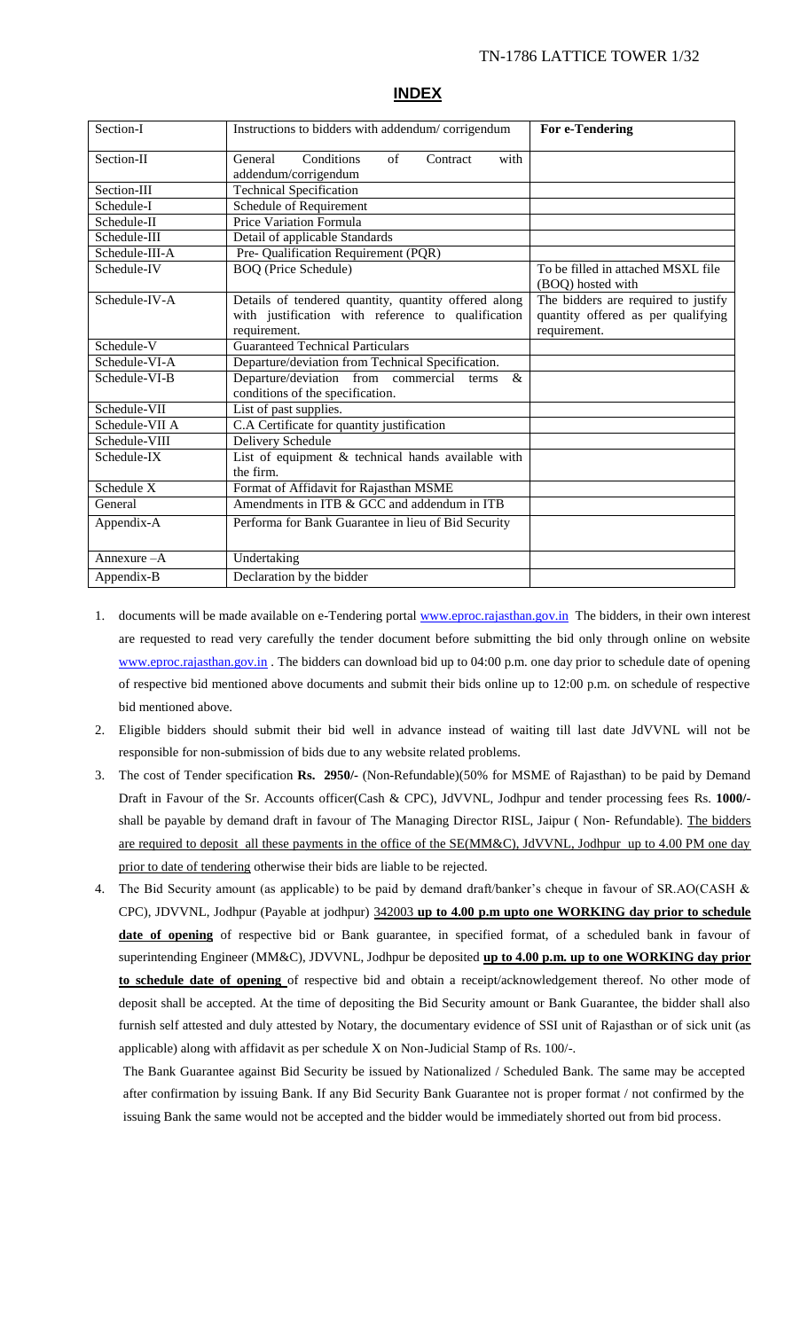## INDEX

| Section-I | Instructions to bidders with addendum/ corrigendum | For e-Tendering |
|---|---|---|
| Section-II | General Conditions of Contract with addendum/corrigendum | |
| Section-III | Technical Specification | |
| Schedule-I | Schedule of Requirement | |
| Schedule-II | Price Variation Formula | |
| Schedule-III | Detail of applicable Standards | |
| Schedule-III-A | Pre- Qualification Requirement (PQR) | |
| Schedule-IV | BOQ (Price Schedule) | To be filled in attached MSXL file (BOQ) hosted with |
| Schedule-IV-A | Details of tendered quantity, quantity offered along with justification with reference to qualification requirement. | The bidders are required to justify quantity offered as per qualifying requirement. |
| Schedule-V | Guaranteed Technical Particulars | |
| Schedule-VI-A | Departure/deviation from Technical Specification. | |
| Schedule-VI-B | Departure/deviation from commercial terms & conditions of the specification. | |
| Schedule-VII | List of past supplies. | |
| Schedule-VII A | C.A Certificate for quantity justification | |
| Schedule-VIII | Delivery Schedule | |
| Schedule-IX | List of equipment & technical hands available with the firm. | |
| Schedule X | Format of Affidavit for Rajasthan MSME | |
| General | Amendments in ITB & GCC and addendum in ITB | |
| Appendix-A | Performa for Bank Guarantee in lieu of Bid Security | |
| Annexure –A | Undertaking | |
| Appendix-B | Declaration by the bidder | |

1. documents will be made available on e-Tendering portal www.eproc.rajasthan.gov.in The bidders, in their own interest are requested to read very carefully the tender document before submitting the bid only through online on website www.eproc.rajasthan.gov.in . The bidders can download bid up to 04:00 p.m. one day prior to schedule date of opening of respective bid mentioned above documents and submit their bids online up to 12:00 p.m. on schedule of respective bid mentioned above.
2. Eligible bidders should submit their bid well in advance instead of waiting till last date JdVVNL will not be responsible for non-submission of bids due to any website related problems.
3. The cost of Tender specification **Rs. 2950/-** (Non-Refundable)(50% for MSME of Rajasthan) to be paid by Demand Draft in Favour of the Sr. Accounts officer(Cash & CPC), JdVVNL, Jodhpur and tender processing fees Rs. **1000/-** shall be payable by demand draft in favour of The Managing Director RISL, Jaipur ( Non- Refundable). The bidders are required to deposit all these payments in the office of the SE(MM&C), JdVVNL, Jodhpur up to 4.00 PM one day prior to date of tendering otherwise their bids are liable to be rejected.
4. The Bid Security amount (as applicable) to be paid by demand draft/banker's cheque in favour of SR.AO(CASH & CPC), JDVVNL, Jodhpur (Payable at jodhpur) 342003 **up to 4.00 p.m upto one WORKING day prior to schedule date of opening** of respective bid or Bank guarantee, in specified format, of a scheduled bank in favour of superintending Engineer (MM&C), JDVVNL, Jodhpur be deposited **up to 4.00 p.m. up to one WORKING day prior to schedule date of opening** of respective bid and obtain a receipt/acknowledgement thereof. No other mode of deposit shall be accepted. At the time of depositing the Bid Security amount or Bank Guarantee, the bidder shall also furnish self attested and duly attested by Notary, the documentary evidence of SSI unit of Rajasthan or of sick unit (as applicable) along with affidavit as per schedule X on Non-Judicial Stamp of Rs. 100/-.

   The Bank Guarantee against Bid Security be issued by Nationalized / Scheduled Bank. The same may be accepted after confirmation by issuing Bank. If any Bid Security Bank Guarantee not is proper format / not confirmed by the issuing Bank the same would not be accepted and the bidder would be immediately shorted out from bid process.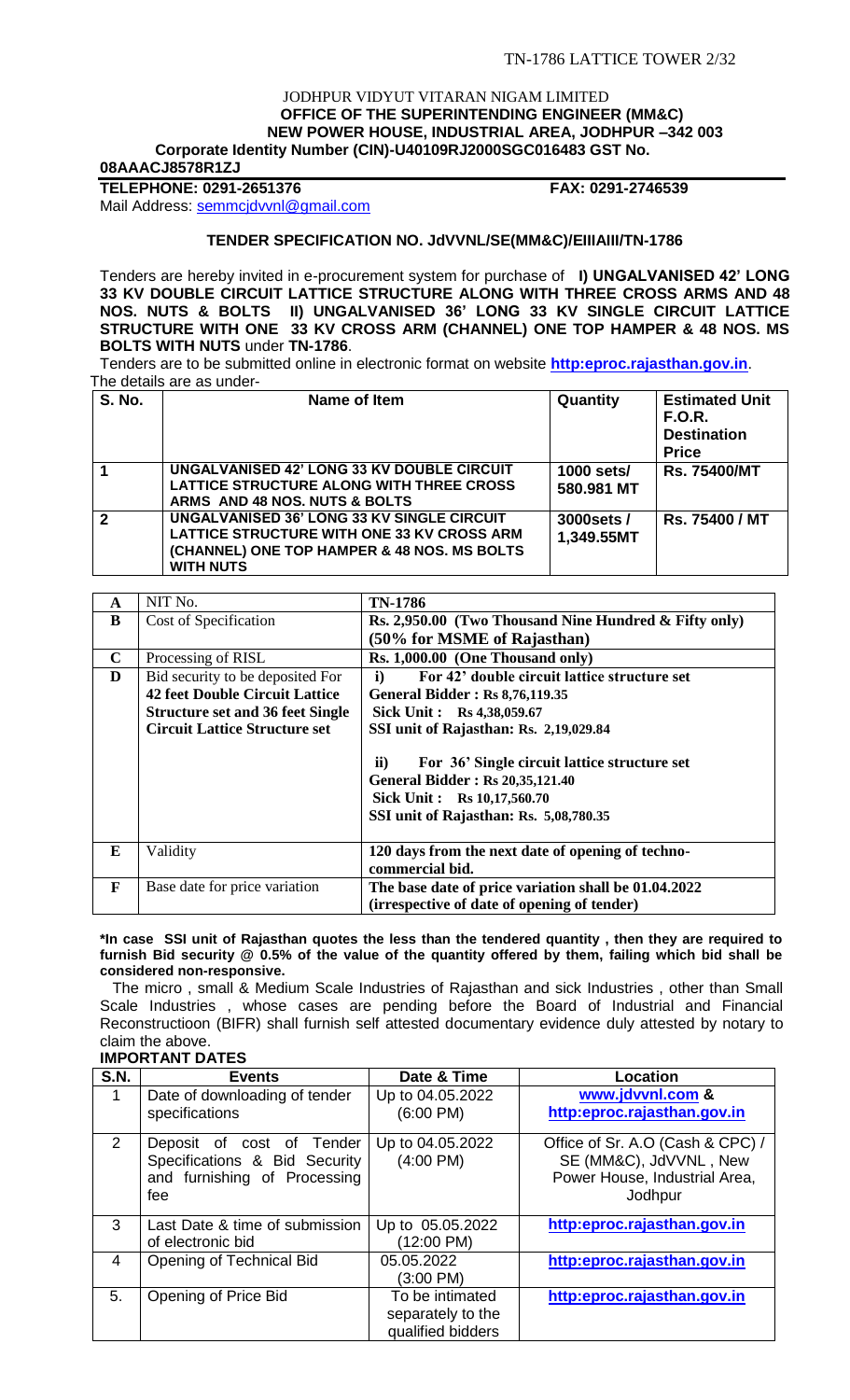JODHPUR VIDYUT VITARAN NIGAM LIMITED

**OFFICE OF THE SUPERINTENDING ENGINEER (MM&C)**

**NEW POWER HOUSE, INDUSTRIAL AREA, JODHPUR –342 003**

**Corporate Identity Number (CIN)-U40109RJ2000SGC016483 GST No. 08AAACJ8578R1ZJ**

**TELEPHONE: 0291-2651376** **FAX: 0291-2746539**

Mail Address: semmcjdvvnl@gmail.com

**TENDER SPECIFICATION NO. JdVVNL/SE(MM&C)/EIIIAIII/TN-1786**

Tenders are hereby invited in e-procurement system for purchase of **I) UNGALVANISED 42' LONG 33 KV DOUBLE CIRCUIT LATTICE STRUCTURE ALONG WITH THREE CROSS ARMS AND 48 NOS. NUTS & BOLTS II) UNGALVANISED 36' LONG 33 KV SINGLE CIRCUIT LATTICE STRUCTURE WITH ONE 33 KV CROSS ARM (CHANNEL) ONE TOP HAMPER & 48 NOS. MS BOLTS WITH NUTS** under **TN-1786**.

Tenders are to be submitted online in electronic format on website **http:eproc.rajasthan.gov.in**.

The details are as under-

| S. No. | Name of Item | Quantity | Estimated Unit F.O.R. Destination Price |
|---|---|---|---|
| 1 | **UNGALVANISED 42' LONG 33 KV DOUBLE CIRCUIT LATTICE STRUCTURE ALONG WITH THREE CROSS ARMS AND 48 NOS. NUTS & BOLTS** | **1000 sets/ 580.981 MT** | **Rs. 75400/MT** |
| 2 | **UNGALVANISED 36' LONG 33 KV SINGLE CIRCUIT LATTICE STRUCTURE WITH ONE 33 KV CROSS ARM (CHANNEL) ONE TOP HAMPER & 48 NOS. MS BOLTS WITH NUTS** | **3000sets / 1,349.55MT** | **Rs. 75400 / MT** |

| | | |
|---|---|---|
| **A** | NIT No. | **TN-1786** |
| **B** | Cost of Specification | **Rs. 2,950.00 (Two Thousand Nine Hundred & Fifty only) (50% for MSME of Rajasthan)** |
| **C** | Processing of RISL | **Rs. 1,000.00 (One Thousand only)** |
| **D** | Bid security to be deposited For **42 feet Double Circuit Lattice Structure set and 36 feet Single Circuit Lattice Structure set** | **i) For 42' double circuit lattice structure set**<br>**General Bidder : Rs 8,76,119.35**<br>**Sick Unit : Rs 4,38,059.67**<br>**SSI unit of Rajasthan: Rs. 2,19,029.84**<br><br>**ii) For 36' Single circuit lattice structure set**<br>**General Bidder : Rs 20,35,121.40**<br>**Sick Unit : Rs 10,17,560.70**<br>**SSI unit of Rajasthan: Rs. 5,08,780.35** |
| **E** | Validity | **120 days from the next date of opening of techno-commercial bid.** |
| **F** | Base date for price variation | **The base date of price variation shall be 01.04.2022 (irrespective of date of opening of tender)** |

**\*In case SSI unit of Rajasthan quotes the less than the tendered quantity , then they are required to furnish Bid security @ 0.5% of the value of the quantity offered by them, failing which bid shall be considered non-responsive.**

The micro , small & Medium Scale Industries of Rajasthan and sick Industries , other than Small Scale Industries , whose cases are pending before the Board of Industrial and Financial Reconstructioon (BIFR) shall furnish self attested documentary evidence duly attested by notary to claim the above.

**IMPORTANT DATES**

| S.N. | Events | Date & Time | Location |
|---|---|---|---|
| 1 | Date of downloading of tender specifications | Up to 04.05.2022 (6:00 PM) | **www.jdvvnl.com & http:eproc.rajasthan.gov.in** |
| 2 | Deposit of cost of Tender Specifications & Bid Security and furnishing of Processing fee | Up to 04.05.2022 (4:00 PM) | Office of Sr. A.O (Cash & CPC) / SE (MM&C), JdVVNL , New Power House, Industrial Area, Jodhpur |
| 3 | Last Date & time of submission of electronic bid | Up to 05.05.2022 (12:00 PM) | **http:eproc.rajasthan.gov.in** |
| 4 | Opening of Technical Bid | 05.05.2022 (3:00 PM) | **http:eproc.rajasthan.gov.in** |
| 5. | Opening of Price Bid | To be intimated separately to the qualified bidders | **http:eproc.rajasthan.gov.in** |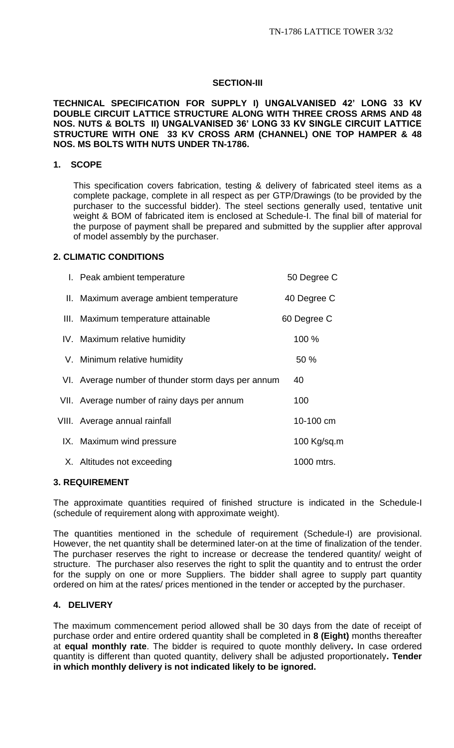## SECTION-III

**TECHNICAL SPECIFICATION FOR SUPPLY I) UNGALVANISED 42' LONG 33 KV DOUBLE CIRCUIT LATTICE STRUCTURE ALONG WITH THREE CROSS ARMS AND 48 NOS. NUTS & BOLTS II) UNGALVANISED 36' LONG 33 KV SINGLE CIRCUIT LATTICE STRUCTURE WITH ONE 33 KV CROSS ARM (CHANNEL) ONE TOP HAMPER & 48 NOS. MS BOLTS WITH NUTS UNDER TN-1786.**

### 1. SCOPE

This specification covers fabrication, testing & delivery of fabricated steel items as a complete package, complete in all respect as per GTP/Drawings (to be provided by the purchaser to the successful bidder). The steel sections generally used, tentative unit weight & BOM of fabricated item is enclosed at Schedule-I. The final bill of material for the purpose of payment shall be prepared and submitted by the supplier after approval of model assembly by the purchaser.

### 2. CLIMATIC CONDITIONS

| | | |
|---|---|---|
| I. | Peak ambient temperature | 50 Degree C |
| II. | Maximum average ambient temperature | 40 Degree C |
| III. | Maximum temperature attainable | 60 Degree C |
| IV. | Maximum relative humidity | 100 % |
| V. | Minimum relative humidity | 50 % |
| VI. | Average number of thunder storm days per annum | 40 |
| VII. | Average number of rainy days per annum | 100 |
| VIII. | Average annual rainfall | 10-100 cm |
| IX. | Maximum wind pressure | 100 Kg/sq.m |
| X. | Altitudes not exceeding | 1000 mtrs. |

### 3. REQUIREMENT

The approximate quantities required of finished structure is indicated in the Schedule-I (schedule of requirement along with approximate weight).

The quantities mentioned in the schedule of requirement (Schedule-I) are provisional. However, the net quantity shall be determined later-on at the time of finalization of the tender. The purchaser reserves the right to increase or decrease the tendered quantity/ weight of structure. The purchaser also reserves the right to split the quantity and to entrust the order for the supply on one or more Suppliers. The bidder shall agree to supply part quantity ordered on him at the rates/ prices mentioned in the tender or accepted by the purchaser.

### 4. DELIVERY

The maximum commencement period allowed shall be 30 days from the date of receipt of purchase order and entire ordered quantity shall be completed in **8 (Eight)** months thereafter at **equal monthly rate**. The bidder is required to quote monthly delivery**.** In case ordered quantity is different than quoted quantity, delivery shall be adjusted proportionately**. Tender in which monthly delivery is not indicated likely to be ignored.**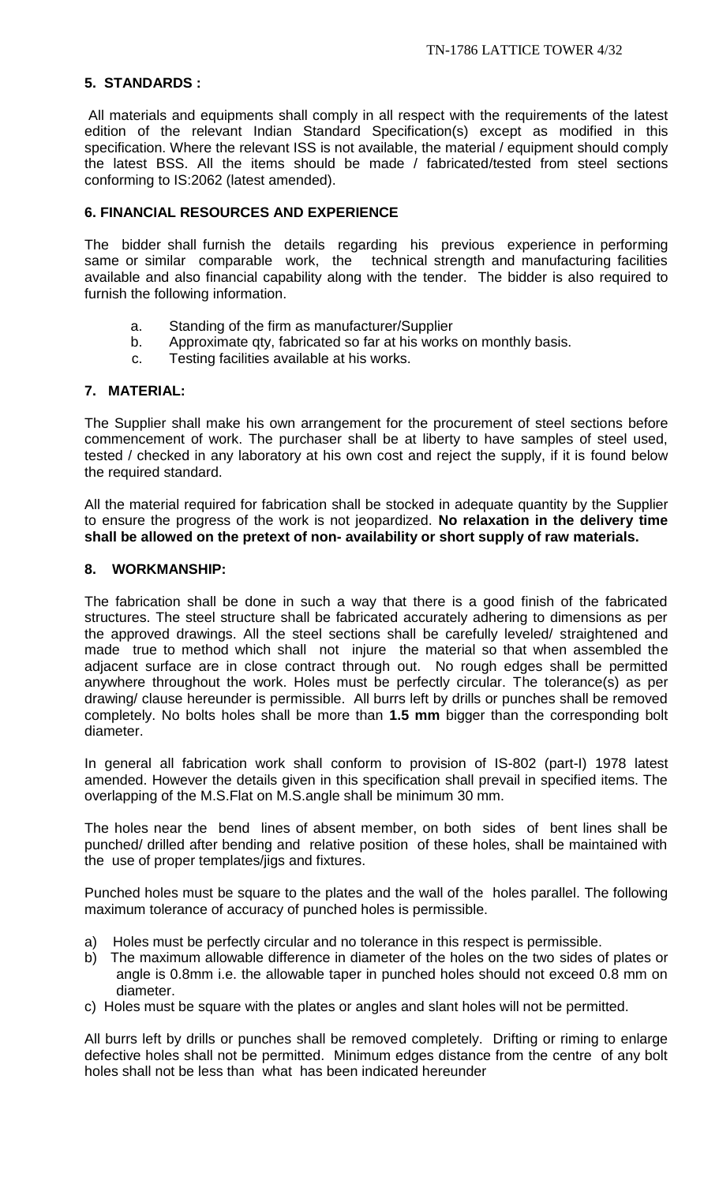## 5. STANDARDS :

All materials and equipments shall comply in all respect with the requirements of the latest edition of the relevant Indian Standard Specification(s) except as modified in this specification. Where the relevant ISS is not available, the material / equipment should comply the latest BSS. All the items should be made / fabricated/tested from steel sections conforming to IS:2062 (latest amended).

## 6. FINANCIAL RESOURCES AND EXPERIENCE

The bidder shall furnish the details regarding his previous experience in performing same or similar comparable work, the technical strength and manufacturing facilities available and also financial capability along with the tender. The bidder is also required to furnish the following information.

a. Standing of the firm as manufacturer/Supplier
b. Approximate qty, fabricated so far at his works on monthly basis.
c. Testing facilities available at his works.

## 7. MATERIAL:

The Supplier shall make his own arrangement for the procurement of steel sections before commencement of work. The purchaser shall be at liberty to have samples of steel used, tested / checked in any laboratory at his own cost and reject the supply, if it is found below the required standard.

All the material required for fabrication shall be stocked in adequate quantity by the Supplier to ensure the progress of the work is not jeopardized. **No relaxation in the delivery time shall be allowed on the pretext of non- availability or short supply of raw materials.**

## 8. WORKMANSHIP:

The fabrication shall be done in such a way that there is a good finish of the fabricated structures. The steel structure shall be fabricated accurately adhering to dimensions as per the approved drawings. All the steel sections shall be carefully leveled/ straightened and made true to method which shall not injure the material so that when assembled the adjacent surface are in close contract through out. No rough edges shall be permitted anywhere throughout the work. Holes must be perfectly circular. The tolerance(s) as per drawing/ clause hereunder is permissible. All burrs left by drills or punches shall be removed completely. No bolts holes shall be more than **1.5 mm** bigger than the corresponding bolt diameter.

In general all fabrication work shall conform to provision of IS-802 (part-I) 1978 latest amended. However the details given in this specification shall prevail in specified items. The overlapping of the M.S.Flat on M.S.angle shall be minimum 30 mm.

The holes near the bend lines of absent member, on both sides of bent lines shall be punched/ drilled after bending and relative position of these holes, shall be maintained with the use of proper templates/jigs and fixtures.

Punched holes must be square to the plates and the wall of the holes parallel. The following maximum tolerance of accuracy of punched holes is permissible.

a) Holes must be perfectly circular and no tolerance in this respect is permissible.
b) The maximum allowable difference in diameter of the holes on the two sides of plates or angle is 0.8mm i.e. the allowable taper in punched holes should not exceed 0.8 mm on diameter.
c) Holes must be square with the plates or angles and slant holes will not be permitted.

All burrs left by drills or punches shall be removed completely. Drifting or riming to enlarge defective holes shall not be permitted. Minimum edges distance from the centre of any bolt holes shall not be less than what has been indicated hereunder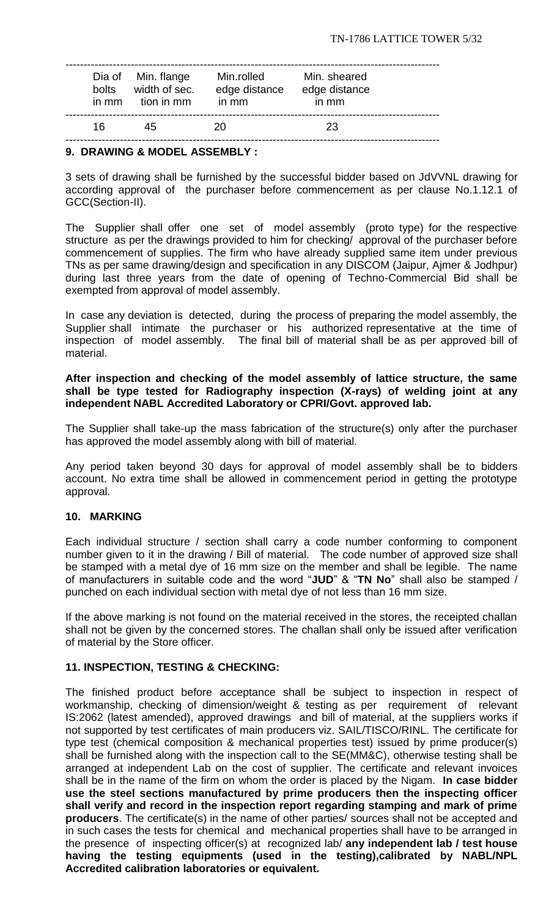| Dia of bolts in mm | Min. flange width of sec. tion in mm | Min.rolled edge distance in mm | Min. sheared edge distance in mm |
|---|---|---|---|
| 16 | 45 | 20 | 23 |

## 9. DRAWING & MODEL ASSEMBLY :

3 sets of drawing shall be furnished by the successful bidder based on JdVVNL drawing for according approval of the purchaser before commencement as per clause No.1.12.1 of GCC(Section-II).

The Supplier shall offer one set of model assembly (proto type) for the respective structure as per the drawings provided to him for checking/ approval of the purchaser before commencement of supplies. The firm who have already supplied same item under previous TNs as per same drawing/design and specification in any DISCOM (Jaipur, Ajmer & Jodhpur) during last three years from the date of opening of Techno-Commercial Bid shall be exempted from approval of model assembly.

In case any deviation is detected, during the process of preparing the model assembly, the Supplier shall intimate the purchaser or his authorized representative at the time of inspection of model assembly. The final bill of material shall be as per approved bill of material.

**After inspection and checking of the model assembly of lattice structure, the same shall be type tested for Radiography inspection (X-rays) of welding joint at any independent NABL Accredited Laboratory or CPRI/Govt. approved lab.**

The Supplier shall take-up the mass fabrication of the structure(s) only after the purchaser has approved the model assembly along with bill of material.

Any period taken beyond 30 days for approval of model assembly shall be to bidders account. No extra time shall be allowed in commencement period in getting the prototype approval.

## 10. MARKING

Each individual structure / section shall carry a code number conforming to component number given to it in the drawing / Bill of material. The code number of approved size shall be stamped with a metal dye of 16 mm size on the member and shall be legible. The name of manufacturers in suitable code and the word "**JUD**" & "**TN No**" shall also be stamped / punched on each individual section with metal dye of not less than 16 mm size.

If the above marking is not found on the material received in the stores, the receipted challan shall not be given by the concerned stores. The challan shall only be issued after verification of material by the Store officer.

## 11. INSPECTION, TESTING & CHECKING:

The finished product before acceptance shall be subject to inspection in respect of workmanship, checking of dimension/weight & testing as per requirement of relevant IS:2062 (latest amended), approved drawings and bill of material, at the suppliers works if not supported by test certificates of main producers viz. SAIL/TISCO/RINL. The certificate for type test (chemical composition & mechanical properties test) issued by prime producer(s) shall be furnished along with the inspection call to the SE(MM&C), otherwise testing shall be arranged at independent Lab on the cost of supplier. The certificate and relevant invoices shall be in the name of the firm on whom the order is placed by the Nigam. **In case bidder use the steel sections manufactured by prime producers then the inspecting officer shall verify and record in the inspection report regarding stamping and mark of prime producers**. The certificate(s) in the name of other parties/ sources shall not be accepted and in such cases the tests for chemical and mechanical properties shall have to be arranged in the presence of inspecting officer(s) at recognized lab/ **any independent lab / test house having the testing equipments (used in the testing),calibrated by NABL/NPL Accredited calibration laboratories or equivalent.**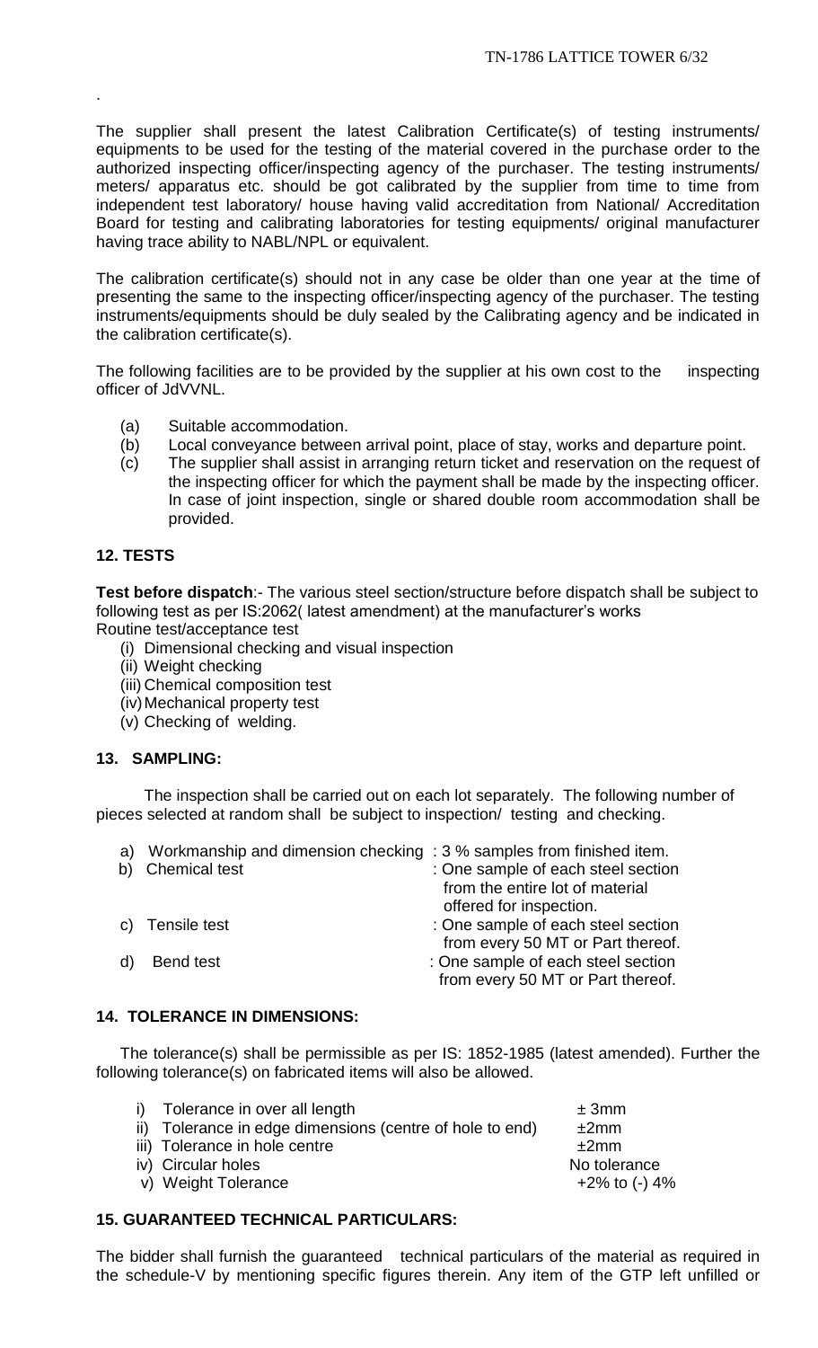The supplier shall present the latest Calibration Certificate(s) of testing instruments/ equipments to be used for the testing of the material covered in the purchase order to the authorized inspecting officer/inspecting agency of the purchaser. The testing instruments/ meters/ apparatus etc. should be got calibrated by the supplier from time to time from independent test laboratory/ house having valid accreditation from National/ Accreditation Board for testing and calibrating laboratories for testing equipments/ original manufacturer having trace ability to NABL/NPL or equivalent.

The calibration certificate(s) should not in any case be older than one year at the time of presenting the same to the inspecting officer/inspecting agency of the purchaser. The testing instruments/equipments should be duly sealed by the Calibrating agency and be indicated in the calibration certificate(s).

The following facilities are to be provided by the supplier at his own cost to the inspecting officer of JdVVNL.

(a) Suitable accommodation.
(b) Local conveyance between arrival point, place of stay, works and departure point.
(c) The supplier shall assist in arranging return ticket and reservation on the request of the inspecting officer for which the payment shall be made by the inspecting officer. In case of joint inspection, single or shared double room accommodation shall be provided.

### 12. TESTS

**Test before dispatch**:- The various steel section/structure before dispatch shall be subject to following test as per IS:2062( latest amendment) at the manufacturer's works

Routine test/acceptance test

(i) Dimensional checking and visual inspection
(ii) Weight checking
(iii) Chemical composition test
(iv) Mechanical property test
(v) Checking of welding.

### 13. SAMPLING:

The inspection shall be carried out on each lot separately. The following number of pieces selected at random shall be subject to inspection/ testing and checking.

| | | |
|---|---|---|
| a) | Workmanship and dimension checking | : 3 % samples from finished item. |
| b) | Chemical test | : One sample of each steel section from the entire lot of material offered for inspection. |
| c) | Tensile test | : One sample of each steel section from every 50 MT or Part thereof. |
| d) | Bend test | : One sample of each steel section from every 50 MT or Part thereof. |

### 14. TOLERANCE IN DIMENSIONS:

The tolerance(s) shall be permissible as per IS: 1852-1985 (latest amended). Further the following tolerance(s) on fabricated items will also be allowed.

| | | |
|---|---|---|
| i) | Tolerance in over all length | ± 3mm |
| ii) | Tolerance in edge dimensions (centre of hole to end) | ±2mm |
| iii) | Tolerance in hole centre | ±2mm |
| iv) | Circular holes | No tolerance |
| v) | Weight Tolerance | +2% to (-) 4% |

### 15. GUARANTEED TECHNICAL PARTICULARS:

The bidder shall furnish the guaranteed technical particulars of the material as required in the schedule-V by mentioning specific figures therein. Any item of the GTP left unfilled or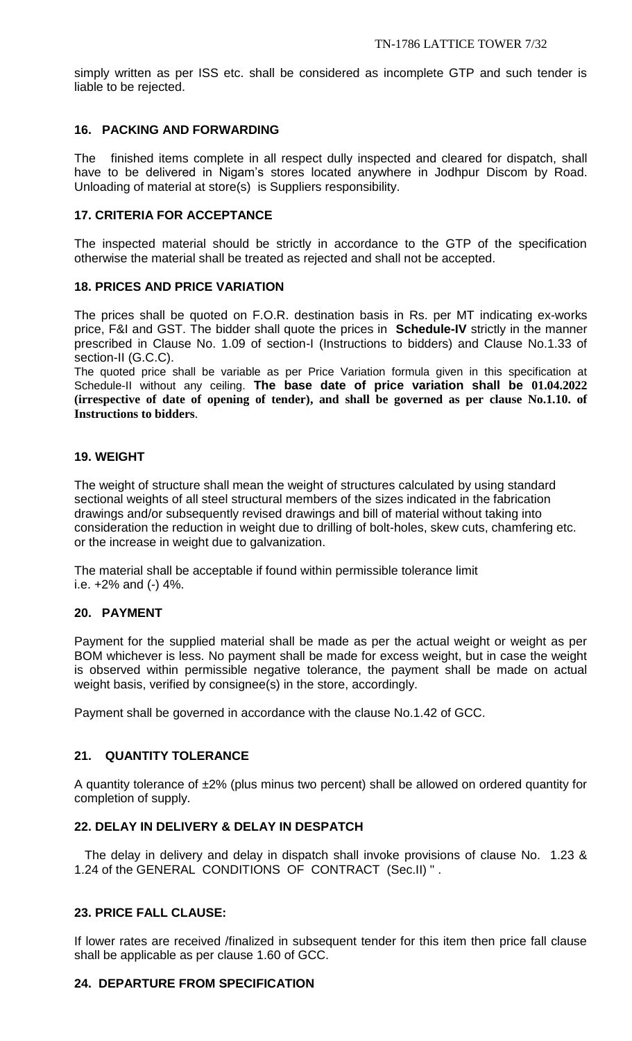simply written as per ISS etc. shall be considered as incomplete GTP and such tender is liable to be rejected.

## 16. PACKING AND FORWARDING

The finished items complete in all respect dully inspected and cleared for dispatch, shall have to be delivered in Nigam's stores located anywhere in Jodhpur Discom by Road. Unloading of material at store(s) is Suppliers responsibility.

## 17. CRITERIA FOR ACCEPTANCE

The inspected material should be strictly in accordance to the GTP of the specification otherwise the material shall be treated as rejected and shall not be accepted.

## 18. PRICES AND PRICE VARIATION

The prices shall be quoted on F.O.R. destination basis in Rs. per MT indicating ex-works price, F&I and GST. The bidder shall quote the prices in **Schedule-IV** strictly in the manner prescribed in Clause No. 1.09 of section-I (Instructions to bidders) and Clause No.1.33 of section-II (G.C.C).

The quoted price shall be variable as per Price Variation formula given in this specification at Schedule-II without any ceiling. **The base date of price variation shall be 01.04.2022 (irrespective of date of opening of tender), and shall be governed as per clause No.1.10. of Instructions to bidders**.

## 19. WEIGHT

The weight of structure shall mean the weight of structures calculated by using standard sectional weights of all steel structural members of the sizes indicated in the fabrication drawings and/or subsequently revised drawings and bill of material without taking into consideration the reduction in weight due to drilling of bolt-holes, skew cuts, chamfering etc. or the increase in weight due to galvanization.

The material shall be acceptable if found within permissible tolerance limit i.e. +2% and (-) 4%.

## 20. PAYMENT

Payment for the supplied material shall be made as per the actual weight or weight as per BOM whichever is less. No payment shall be made for excess weight, but in case the weight is observed within permissible negative tolerance, the payment shall be made on actual weight basis, verified by consignee(s) in the store, accordingly.

Payment shall be governed in accordance with the clause No.1.42 of GCC.

## 21. QUANTITY TOLERANCE

A quantity tolerance of ±2% (plus minus two percent) shall be allowed on ordered quantity for completion of supply.

## 22. DELAY IN DELIVERY & DELAY IN DESPATCH

The delay in delivery and delay in dispatch shall invoke provisions of clause No. 1.23 & 1.24 of the GENERAL CONDITIONS OF CONTRACT (Sec.II) " .

## 23. PRICE FALL CLAUSE:

If lower rates are received /finalized in subsequent tender for this item then price fall clause shall be applicable as per clause 1.60 of GCC.

## 24. DEPARTURE FROM SPECIFICATION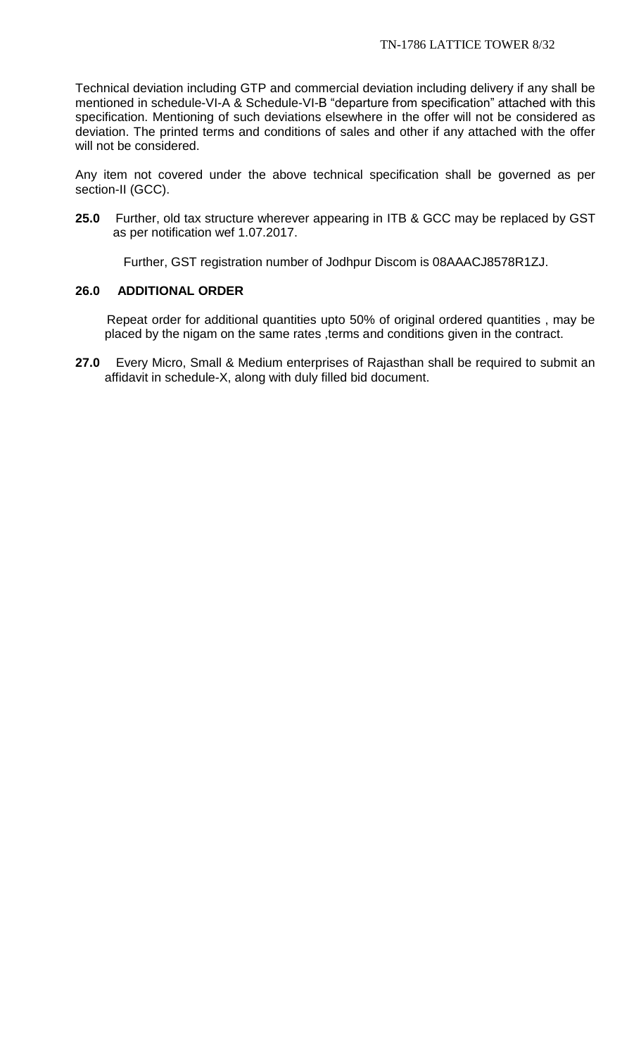Technical deviation including GTP and commercial deviation including delivery if any shall be mentioned in schedule-VI-A & Schedule-VI-B "departure from specification" attached with this specification. Mentioning of such deviations elsewhere in the offer will not be considered as deviation. The printed terms and conditions of sales and other if any attached with the offer will not be considered.

Any item not covered under the above technical specification shall be governed as per section-II (GCC).

**25.0** Further, old tax structure wherever appearing in ITB & GCC may be replaced by GST as per notification wef 1.07.2017.

Further, GST registration number of Jodhpur Discom is 08AAACJ8578R1ZJ.

**26.0 ADDITIONAL ORDER**

Repeat order for additional quantities upto 50% of original ordered quantities , may be placed by the nigam on the same rates ,terms and conditions given in the contract.

**27.0** Every Micro, Small & Medium enterprises of Rajasthan shall be required to submit an affidavit in schedule-X, along with duly filled bid document.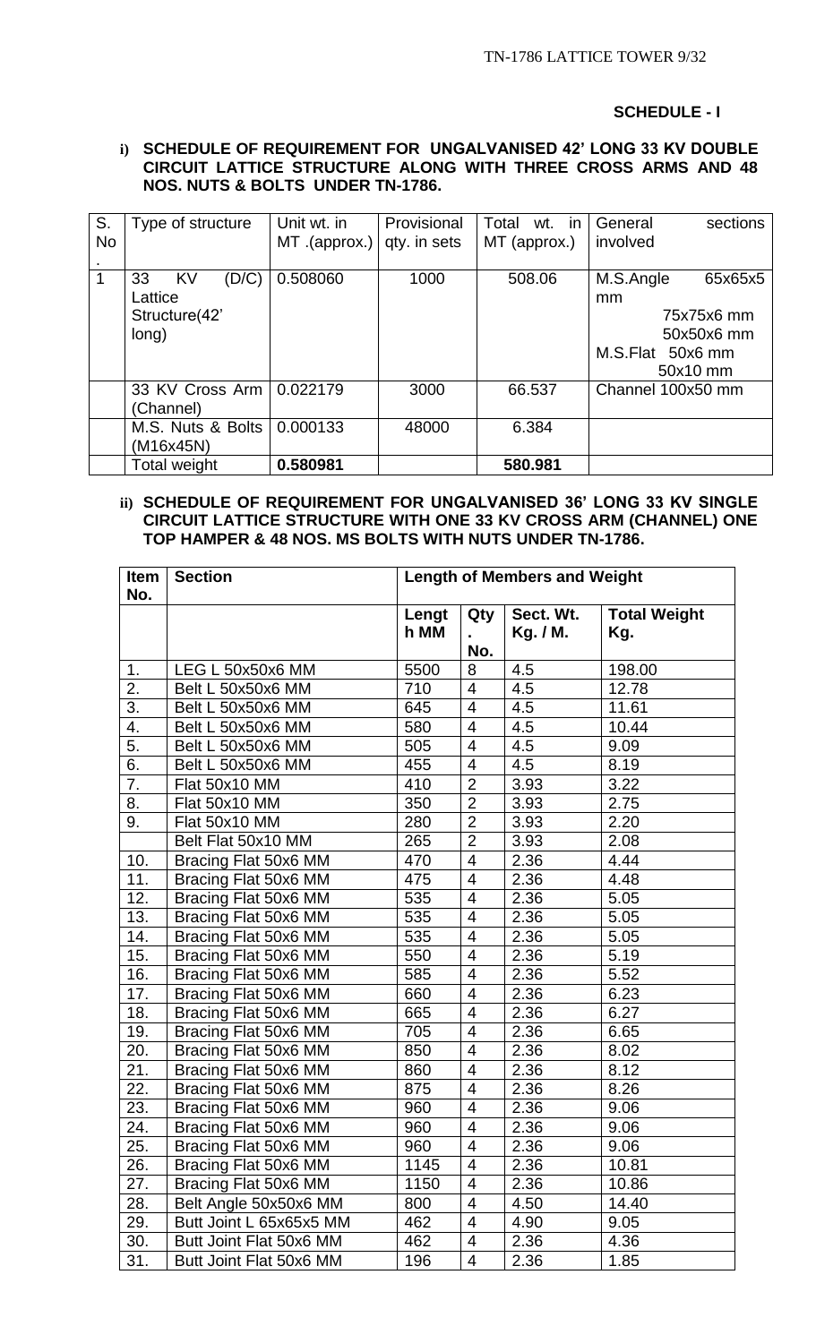**SCHEDULE - I**

**i) SCHEDULE OF REQUIREMENT FOR UNGALVANISED 42' LONG 33 KV DOUBLE CIRCUIT LATTICE STRUCTURE ALONG WITH THREE CROSS ARMS AND 48 NOS. NUTS & BOLTS UNDER TN-1786.**

| S. No. | Type of structure | Unit wt. in MT .(approx.) | Provisional qty. in sets | Total wt. in MT (approx.) | General sections involved |
|---|---|---|---|---|---|
| 1 | 33 KV (D/C) Lattice Structure(42' long) | 0.508060 | 1000 | 508.06 | M.S.Angle 65x65x5 mm<br>75x75x6 mm<br>50x50x6 mm<br>M.S.Flat 50x6 mm<br>50x10 mm |
| | 33 KV Cross Arm (Channel) | 0.022179 | 3000 | 66.537 | Channel 100x50 mm |
| | M.S. Nuts & Bolts (M16x45N) | 0.000133 | 48000 | 6.384 | |
| | Total weight | **0.580981** | | **580.981** | |

**ii) SCHEDULE OF REQUIREMENT FOR UNGALVANISED 36' LONG 33 KV SINGLE CIRCUIT LATTICE STRUCTURE WITH ONE 33 KV CROSS ARM (CHANNEL) ONE TOP HAMPER & 48 NOS. MS BOLTS WITH NUTS UNDER TN-1786.**

| Item No. | Section | Length of Members and Weight | | | |
|---|---|---|---|---|---|
| | | Length MM | Qty. No. | Sect. Wt. Kg. / M. | Total Weight Kg. |
| 1. | LEG L 50x50x6 MM | 5500 | 8 | 4.5 | 198.00 |
| 2. | Belt L 50x50x6 MM | 710 | 4 | 4.5 | 12.78 |
| 3. | Belt L 50x50x6 MM | 645 | 4 | 4.5 | 11.61 |
| 4. | Belt L 50x50x6 MM | 580 | 4 | 4.5 | 10.44 |
| 5. | Belt L 50x50x6 MM | 505 | 4 | 4.5 | 9.09 |
| 6. | Belt L 50x50x6 MM | 455 | 4 | 4.5 | 8.19 |
| 7. | Flat 50x10 MM | 410 | 2 | 3.93 | 3.22 |
| 8. | Flat 50x10 MM | 350 | 2 | 3.93 | 2.75 |
| 9. | Flat 50x10 MM | 280 | 2 | 3.93 | 2.20 |
| | Belt Flat 50x10 MM | 265 | 2 | 3.93 | 2.08 |
| 10. | Bracing Flat 50x6 MM | 470 | 4 | 2.36 | 4.44 |
| 11. | Bracing Flat 50x6 MM | 475 | 4 | 2.36 | 4.48 |
| 12. | Bracing Flat 50x6 MM | 535 | 4 | 2.36 | 5.05 |
| 13. | Bracing Flat 50x6 MM | 535 | 4 | 2.36 | 5.05 |
| 14. | Bracing Flat 50x6 MM | 535 | 4 | 2.36 | 5.05 |
| 15. | Bracing Flat 50x6 MM | 550 | 4 | 2.36 | 5.19 |
| 16. | Bracing Flat 50x6 MM | 585 | 4 | 2.36 | 5.52 |
| 17. | Bracing Flat 50x6 MM | 660 | 4 | 2.36 | 6.23 |
| 18. | Bracing Flat 50x6 MM | 665 | 4 | 2.36 | 6.27 |
| 19. | Bracing Flat 50x6 MM | 705 | 4 | 2.36 | 6.65 |
| 20. | Bracing Flat 50x6 MM | 850 | 4 | 2.36 | 8.02 |
| 21. | Bracing Flat 50x6 MM | 860 | 4 | 2.36 | 8.12 |
| 22. | Bracing Flat 50x6 MM | 875 | 4 | 2.36 | 8.26 |
| 23. | Bracing Flat 50x6 MM | 960 | 4 | 2.36 | 9.06 |
| 24. | Bracing Flat 50x6 MM | 960 | 4 | 2.36 | 9.06 |
| 25. | Bracing Flat 50x6 MM | 960 | 4 | 2.36 | 9.06 |
| 26. | Bracing Flat 50x6 MM | 1145 | 4 | 2.36 | 10.81 |
| 27. | Bracing Flat 50x6 MM | 1150 | 4 | 2.36 | 10.86 |
| 28. | Belt Angle 50x50x6 MM | 800 | 4 | 4.50 | 14.40 |
| 29. | Butt Joint L 65x65x5 MM | 462 | 4 | 4.90 | 9.05 |
| 30. | Butt Joint Flat 50x6 MM | 462 | 4 | 2.36 | 4.36 |
| 31. | Butt Joint Flat 50x6 MM | 196 | 4 | 2.36 | 1.85 |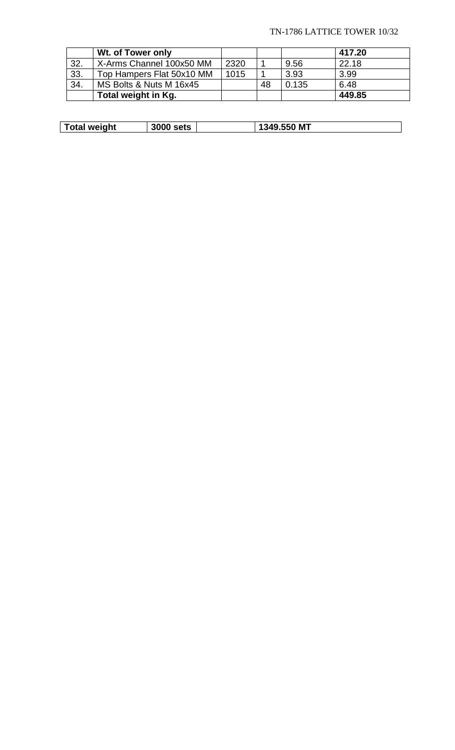| | Wt. of Tower only | | | | 417.20 |
|---|---|---|---|---|---|
| 32. | X-Arms Channel 100x50 MM | 2320 | 1 | 9.56 | 22.18 |
| 33. | Top Hampers Flat 50x10 MM | 1015 | 1 | 3.93 | 3.99 |
| 34. | MS Bolts & Nuts M 16x45 | | 48 | 0.135 | 6.48 |
| | **Total weight in Kg.** | | | | **449.85** |

| **Total weight** | **3000 sets** | | **1349.550 MT** |
|---|---|---|---|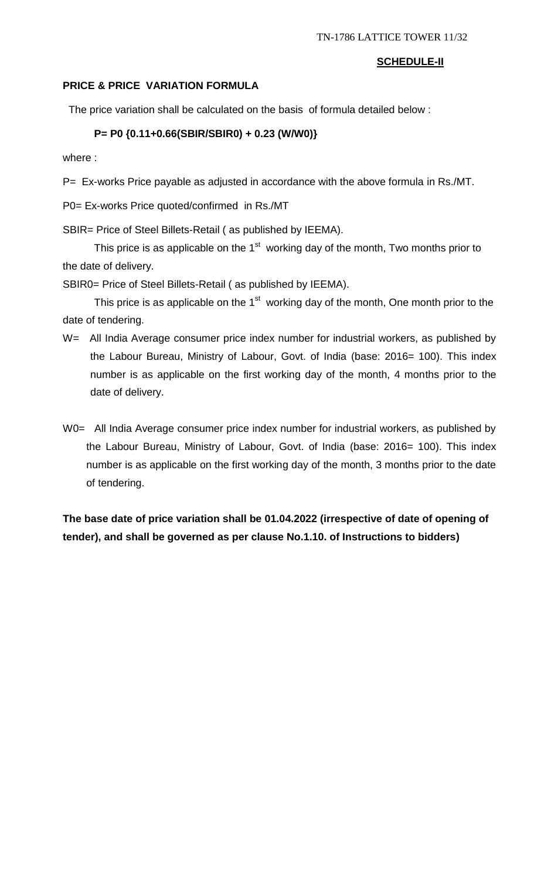## SCHEDULE-II

### PRICE & PRICE VARIATION FORMULA

The price variation shall be calculated on the basis of formula detailed below :

$$P = P0 \{0.11 + 0.66(SBIR/SBIR0) + 0.23 (W/W0)\}$$

where :

P= Ex-works Price payable as adjusted in accordance with the above formula in Rs./MT.

P0= Ex-works Price quoted/confirmed in Rs./MT

SBIR= Price of Steel Billets-Retail ( as published by IEEMA).

This price is as applicable on the 1st working day of the month, Two months prior to the date of delivery.

SBIR0= Price of Steel Billets-Retail ( as published by IEEMA).

This price is as applicable on the 1st working day of the month, One month prior to the date of tendering.

W= All India Average consumer price index number for industrial workers, as published by the Labour Bureau, Ministry of Labour, Govt. of India (base: 2016= 100). This index number is as applicable on the first working day of the month, 4 months prior to the date of delivery.

W0= All India Average consumer price index number for industrial workers, as published by the Labour Bureau, Ministry of Labour, Govt. of India (base: 2016= 100). This index number is as applicable on the first working day of the month, 3 months prior to the date of tendering.

**The base date of price variation shall be 01.04.2022 (irrespective of date of opening of tender), and shall be governed as per clause No.1.10. of Instructions to bidders)**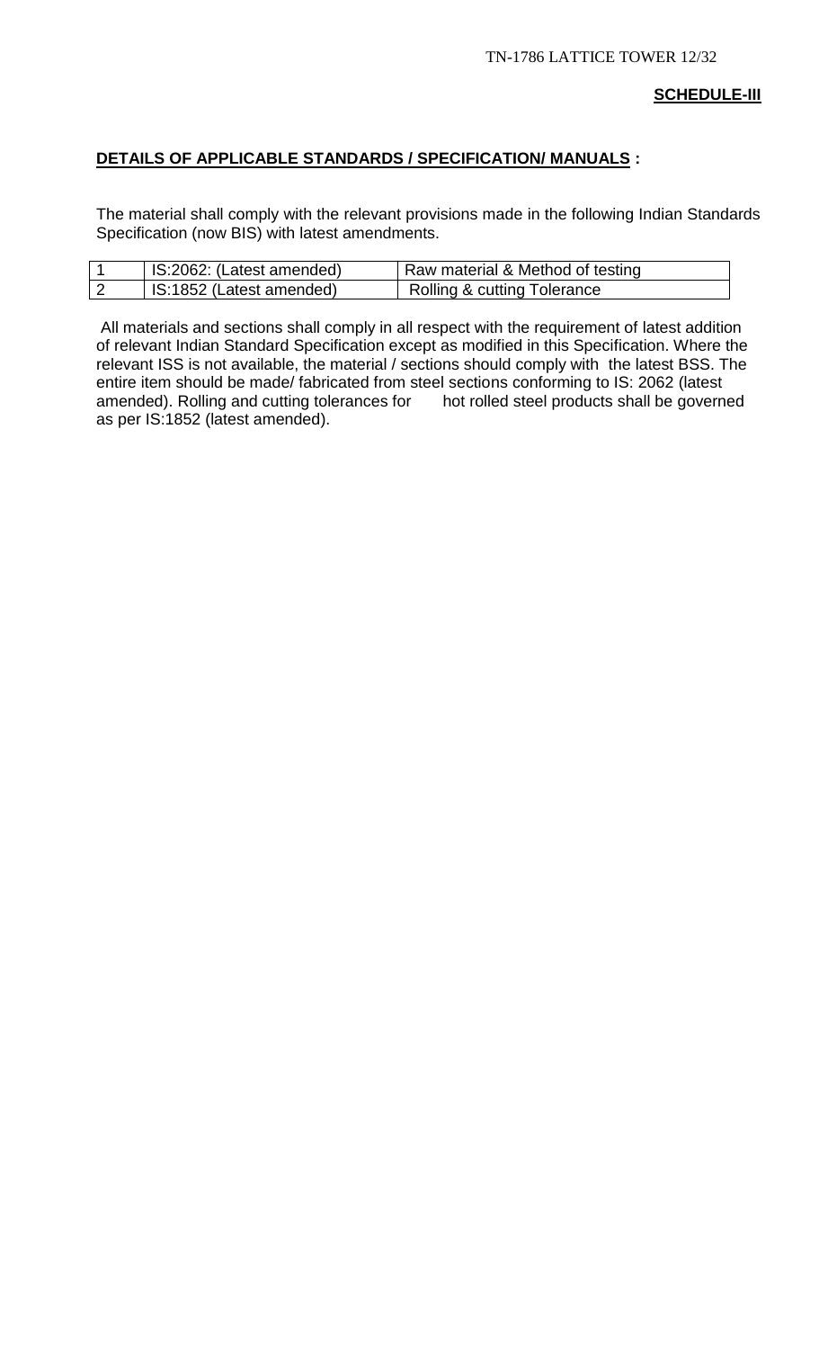**SCHEDULE-III**

**DETAILS OF APPLICABLE STANDARDS / SPECIFICATION/ MANUALS :**

The material shall comply with the relevant provisions made in the following Indian Standards Specification (now BIS) with latest amendments.

| | | |
|---|---|---|
| 1 | IS:2062: (Latest amended) | Raw material & Method of testing |
| 2 | IS:1852 (Latest amended) | Rolling & cutting Tolerance |

All materials and sections shall comply in all respect with the requirement of latest addition of relevant Indian Standard Specification except as modified in this Specification. Where the relevant ISS is not available, the material / sections should comply with the latest BSS. The entire item should be made/ fabricated from steel sections conforming to IS: 2062 (latest amended). Rolling and cutting tolerances for hot rolled steel products shall be governed as per IS:1852 (latest amended).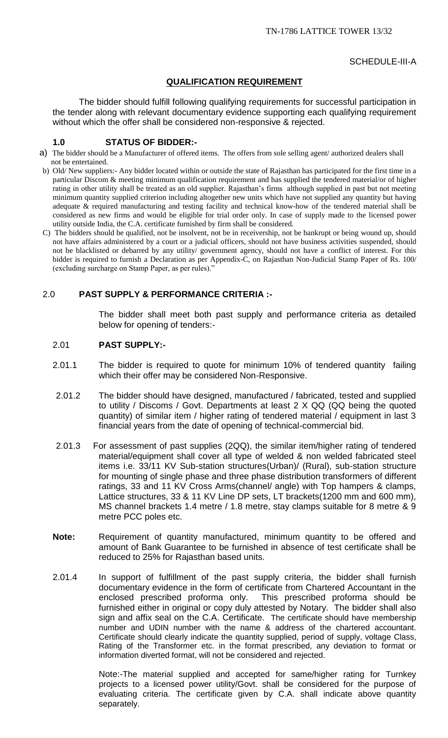SCHEDULE-III-A

## QUALIFICATION REQUIREMENT

The bidder should fulfill following qualifying requirements for successful participation in the tender along with relevant documentary evidence supporting each qualifying requirement without which the offer shall be considered non-responsive & rejected.

### 1.0 STATUS OF BIDDER:-

a) The bidder should be a Manufacturer of offered items. The offers from sole selling agent/ authorized dealers shall not be entertained.

b) Old/ New suppliers:- Any bidder located within or outside the state of Rajasthan has participated for the first time in a particular Discom & meeting minimum qualification requirement and has supplied the tendered material/or of higher rating in other utility shall be treated as an old supplier. Rajasthan's firms although supplied in past but not meeting minimum quantity supplied criterion including altogether new units which have not supplied any quantity but having adequate & required manufacturing and testing facility and technical know-how of the tendered material shall be considered as new firms and would be eligible for trial order only. In case of supply made to the licensed power utility outside India, the C.A. certificate furnished by firm shall be considered.

C) The bidders should be qualified, not be insolvent, not be in receivership, not be bankrupt or being wound up, should not have affairs administered by a court or a judicial officers, should not have business activities suspended, should not be blacklisted or debarred by any utility/ government agency, should not have a conflict of interest. For this bidder is required to furnish a Declaration as per Appendix-C, on Rajasthan Non-Judicial Stamp Paper of Rs. 100/ (excluding surcharge on Stamp Paper, as per rules)."

### 2.0 PAST SUPPLY & PERFORMANCE CRITERIA :-

The bidder shall meet both past supply and performance criteria as detailed below for opening of tenders:-

#### 2.01 PAST SUPPLY:-

2.01.1 The bidder is required to quote for minimum 10% of tendered quantity failing which their offer may be considered Non-Responsive.

2.01.2 The bidder should have designed, manufactured / fabricated, tested and supplied to utility / Discoms / Govt. Departments at least 2 X QQ (QQ being the quoted quantity) of similar item / higher rating of tendered material / equipment in last 3 financial years from the date of opening of technical-commercial bid.

2.01.3 For assessment of past supplies (2QQ), the similar item/higher rating of tendered material/equipment shall cover all type of welded & non welded fabricated steel items i.e. 33/11 KV Sub-station structures(Urban)/ (Rural), sub-station structure for mounting of single phase and three phase distribution transformers of different ratings, 33 and 11 KV Cross Arms(channel/ angle) with Top hampers & clamps, Lattice structures, 33 & 11 KV Line DP sets, LT brackets(1200 mm and 600 mm), MS channel brackets 1.4 metre / 1.8 metre, stay clamps suitable for 8 metre & 9 metre PCC poles etc.

**Note:** Requirement of quantity manufactured, minimum quantity to be offered and amount of Bank Guarantee to be furnished in absence of test certificate shall be reduced to 25% for Rajasthan based units.

2.01.4 In support of fulfillment of the past supply criteria, the bidder shall furnish documentary evidence in the form of certificate from Chartered Accountant in the enclosed prescribed proforma only. This prescribed proforma should be furnished either in original or copy duly attested by Notary. The bidder shall also sign and affix seal on the C.A. Certificate. The certificate should have membership number and UDIN number with the name & address of the chartered accountant. Certificate should clearly indicate the quantity supplied, period of supply, voltage Class, Rating of the Transformer etc. in the format prescribed, any deviation to format or information diverted format, will not be considered and rejected.

Note:-The material supplied and accepted for same/higher rating for Turnkey projects to a licensed power utility/Govt. shall be considered for the purpose of evaluating criteria. The certificate given by C.A. shall indicate above quantity separately.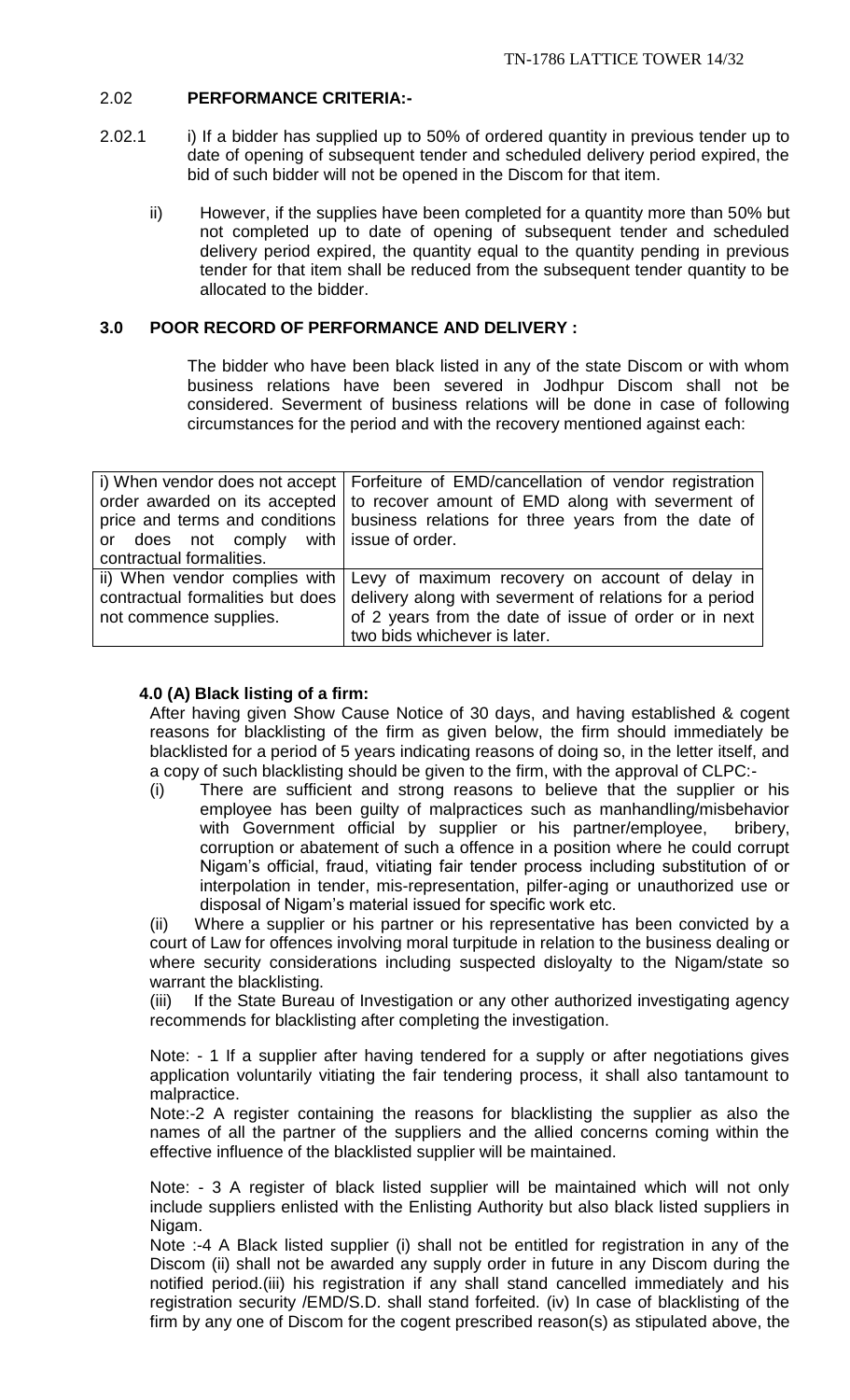## 2.02 PERFORMANCE CRITERIA:-

2.02.1 i) If a bidder has supplied up to 50% of ordered quantity in previous tender up to date of opening of subsequent tender and scheduled delivery period expired, the bid of such bidder will not be opened in the Discom for that item.

ii) However, if the supplies have been completed for a quantity more than 50% but not completed up to date of opening of subsequent tender and scheduled delivery period expired, the quantity equal to the quantity pending in previous tender for that item shall be reduced from the subsequent tender quantity to be allocated to the bidder.

## 3.0 POOR RECORD OF PERFORMANCE AND DELIVERY :

The bidder who have been black listed in any of the state Discom or with whom business relations have been severed in Jodhpur Discom shall not be considered. Severment of business relations will be done in case of following circumstances for the period and with the recovery mentioned against each:

| | |
|---|---|
| i) When vendor does not accept order awarded on its accepted price and terms and conditions or does not comply with contractual formalities. | Forfeiture of EMD/cancellation of vendor registration to recover amount of EMD along with severment of business relations for three years from the date of issue of order. |
| ii) When vendor complies with contractual formalities but does not commence supplies. | Levy of maximum recovery on account of delay in delivery along with severment of relations for a period of 2 years from the date of issue of order or in next two bids whichever is later. |

### 4.0 (A) Black listing of a firm:

After having given Show Cause Notice of 30 days, and having established & cogent reasons for blacklisting of the firm as given below, the firm should immediately be blacklisted for a period of 5 years indicating reasons of doing so, in the letter itself, and a copy of such blacklisting should be given to the firm, with the approval of CLPC:-

(i) There are sufficient and strong reasons to believe that the supplier or his employee has been guilty of malpractices such as manhandling/misbehavior with Government official by supplier or his partner/employee, bribery, corruption or abatement of such a offence in a position where he could corrupt Nigam's official, fraud, vitiating fair tender process including substitution of or interpolation in tender, mis-representation, pilfer-aging or unauthorized use or disposal of Nigam's material issued for specific work etc.

(ii) Where a supplier or his partner or his representative has been convicted by a court of Law for offences involving moral turpitude in relation to the business dealing or where security considerations including suspected disloyalty to the Nigam/state so warrant the blacklisting.

(iii) If the State Bureau of Investigation or any other authorized investigating agency recommends for blacklisting after completing the investigation.

Note: - 1 If a supplier after having tendered for a supply or after negotiations gives application voluntarily vitiating the fair tendering process, it shall also tantamount to malpractice.

Note:-2 A register containing the reasons for blacklisting the supplier as also the names of all the partner of the suppliers and the allied concerns coming within the effective influence of the blacklisted supplier will be maintained.

Note: - 3 A register of black listed supplier will be maintained which will not only include suppliers enlisted with the Enlisting Authority but also black listed suppliers in Nigam.

Note :-4 A Black listed supplier (i) shall not be entitled for registration in any of the Discom (ii) shall not be awarded any supply order in future in any Discom during the notified period.(iii) his registration if any shall stand cancelled immediately and his registration security /EMD/S.D. shall stand forfeited. (iv) In case of blacklisting of the firm by any one of Discom for the cogent prescribed reason(s) as stipulated above, the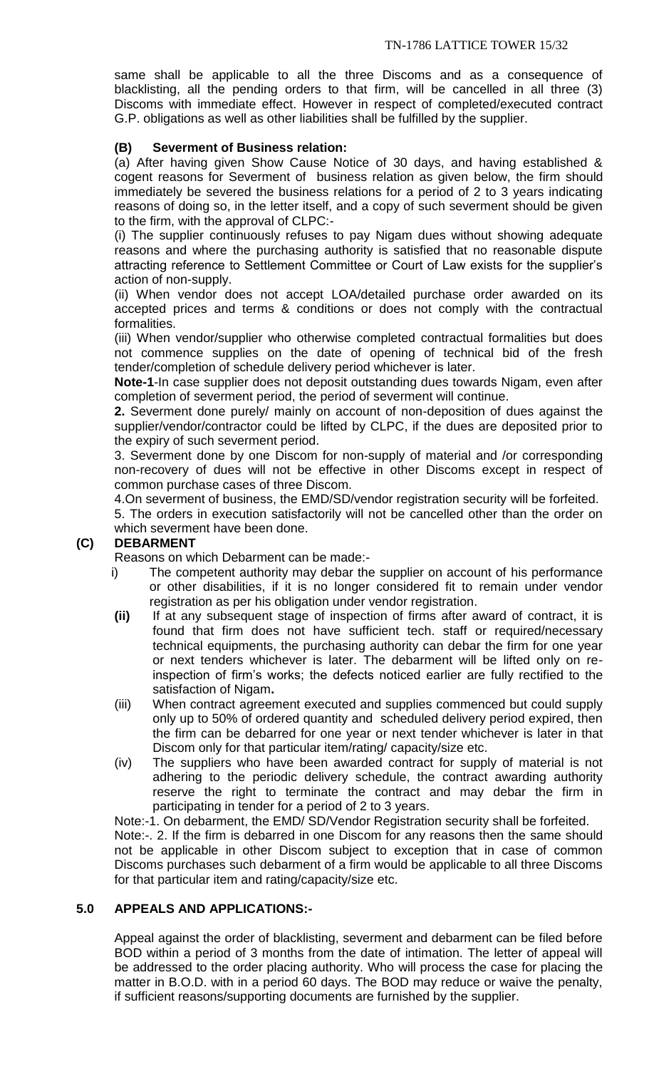same shall be applicable to all the three Discoms and as a consequence of blacklisting, all the pending orders to that firm, will be cancelled in all three (3) Discoms with immediate effect. However in respect of completed/executed contract G.P. obligations as well as other liabilities shall be fulfilled by the supplier.

**(B) Severment of Business relation:**

(a) After having given Show Cause Notice of 30 days, and having established & cogent reasons for Severment of business relation as given below, the firm should immediately be severed the business relations for a period of 2 to 3 years indicating reasons of doing so, in the letter itself, and a copy of such severment should be given to the firm, with the approval of CLPC:-

(i) The supplier continuously refuses to pay Nigam dues without showing adequate reasons and where the purchasing authority is satisfied that no reasonable dispute attracting reference to Settlement Committee or Court of Law exists for the supplier's action of non-supply.

(ii) When vendor does not accept LOA/detailed purchase order awarded on its accepted prices and terms & conditions or does not comply with the contractual formalities.

(iii) When vendor/supplier who otherwise completed contractual formalities but does not commence supplies on the date of opening of technical bid of the fresh tender/completion of schedule delivery period whichever is later.

**Note-1**-In case supplier does not deposit outstanding dues towards Nigam, even after completion of severment period, the period of severment will continue.

**2.** Severment done purely/ mainly on account of non-deposition of dues against the supplier/vendor/contractor could be lifted by CLPC, if the dues are deposited prior to the expiry of such severment period.

3. Severment done by one Discom for non-supply of material and /or corresponding non-recovery of dues will not be effective in other Discoms except in respect of common purchase cases of three Discom.

4.On severment of business, the EMD/SD/vendor registration security will be forfeited.

5. The orders in execution satisfactorily will not be cancelled other than the order on which severment have been done.

**(C) DEBARMENT**

Reasons on which Debarment can be made:-

i) The competent authority may debar the supplier on account of his performance or other disabilities, if it is no longer considered fit to remain under vendor registration as per his obligation under vendor registration.

**(ii)** If at any subsequent stage of inspection of firms after award of contract, it is found that firm does not have sufficient tech. staff or required/necessary technical equipments, the purchasing authority can debar the firm for one year or next tenders whichever is later. The debarment will be lifted only on re-inspection of firm's works; the defects noticed earlier are fully rectified to the satisfaction of Nigam**.**

(iii) When contract agreement executed and supplies commenced but could supply only up to 50% of ordered quantity and scheduled delivery period expired, then the firm can be debarred for one year or next tender whichever is later in that Discom only for that particular item/rating/ capacity/size etc.

(iv) The suppliers who have been awarded contract for supply of material is not adhering to the periodic delivery schedule, the contract awarding authority reserve the right to terminate the contract and may debar the firm in participating in tender for a period of 2 to 3 years.

Note:-1. On debarment, the EMD/ SD/Vendor Registration security shall be forfeited.

Note:-. 2. If the firm is debarred in one Discom for any reasons then the same should not be applicable in other Discom subject to exception that in case of common Discoms purchases such debarment of a firm would be applicable to all three Discoms for that particular item and rating/capacity/size etc.

## 5.0 APPEALS AND APPLICATIONS:-

Appeal against the order of blacklisting, severment and debarment can be filed before BOD within a period of 3 months from the date of intimation. The letter of appeal will be addressed to the order placing authority. Who will process the case for placing the matter in B.O.D. with in a period 60 days. The BOD may reduce or waive the penalty, if sufficient reasons/supporting documents are furnished by the supplier.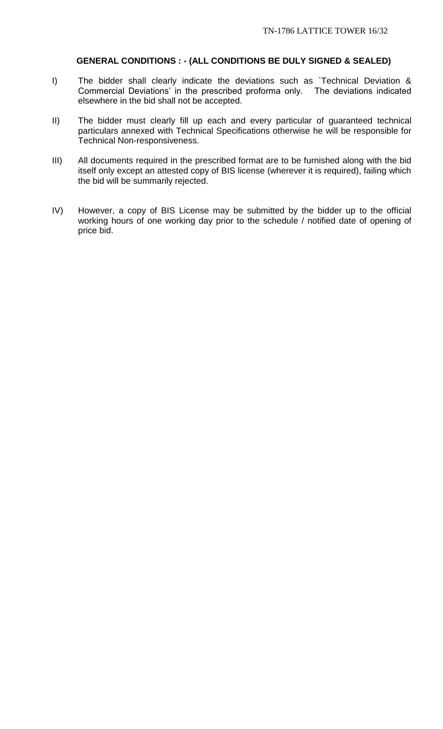### GENERAL CONDITIONS : - (ALL CONDITIONS BE DULY SIGNED & SEALED)

I) The bidder shall clearly indicate the deviations such as `Technical Deviation & Commercial Deviations' in the prescribed proforma only. The deviations indicated elsewhere in the bid shall not be accepted.

II) The bidder must clearly fill up each and every particular of guaranteed technical particulars annexed with Technical Specifications otherwise he will be responsible for Technical Non-responsiveness.

III) All documents required in the prescribed format are to be furnished along with the bid itself only except an attested copy of BIS license (wherever it is required), failing which the bid will be summarily rejected.

IV) However, a copy of BIS License may be submitted by the bidder up to the official working hours of one working day prior to the schedule / notified date of opening of price bid.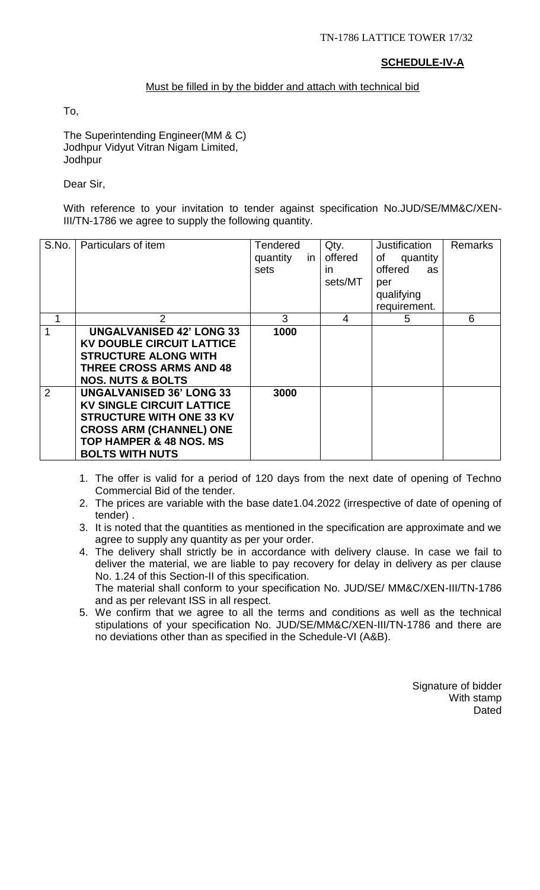**SCHEDULE-IV-A**

Must be filled in by the bidder and attach with technical bid

To,

The Superintending Engineer(MM & C)
Jodhpur Vidyut Vitran Nigam Limited,
Jodhpur

Dear Sir,

With reference to your invitation to tender against specification No.JUD/SE/MM&C/XEN-III/TN-1786 we agree to supply the following quantity.

| S.No. | Particulars of item | Tendered quantity in sets | Qty. offered in sets/MT | Justification of quantity offered as per qualifying requirement. | Remarks |
|---|---|---|---|---|---|
| 1 | 2 | 3 | 4 | 5 | 6 |
| 1 | **UNGALVANISED 42' LONG 33 KV DOUBLE CIRCUIT LATTICE STRUCTURE ALONG WITH THREE CROSS ARMS AND 48 NOS. NUTS & BOLTS** | **1000** | | | |
| 2 | **UNGALVANISED 36' LONG 33 KV SINGLE CIRCUIT LATTICE STRUCTURE WITH ONE 33 KV CROSS ARM (CHANNEL) ONE TOP HAMPER & 48 NOS. MS BOLTS WITH NUTS** | **3000** | | | |

1. The offer is valid for a period of 120 days from the next date of opening of Techno Commercial Bid of the tender.
2. The prices are variable with the base date1.04.2022 (irrespective of date of opening of tender) .
3. It is noted that the quantities as mentioned in the specification are approximate and we agree to supply any quantity as per your order.
4. The delivery shall strictly be in accordance with delivery clause. In case we fail to deliver the material, we are liable to pay recovery for delay in delivery as per clause No. 1.24 of this Section-II of this specification.
   The material shall conform to your specification No. JUD/SE/ MM&C/XEN-III/TN-1786 and as per relevant ISS in all respect.
5. We confirm that we agree to all the terms and conditions as well as the technical stipulations of your specification No. JUD/SE/MM&C/XEN-III/TN-1786 and there are no deviations other than as specified in the Schedule-VI (A&B).

Signature of bidder
With stamp
Dated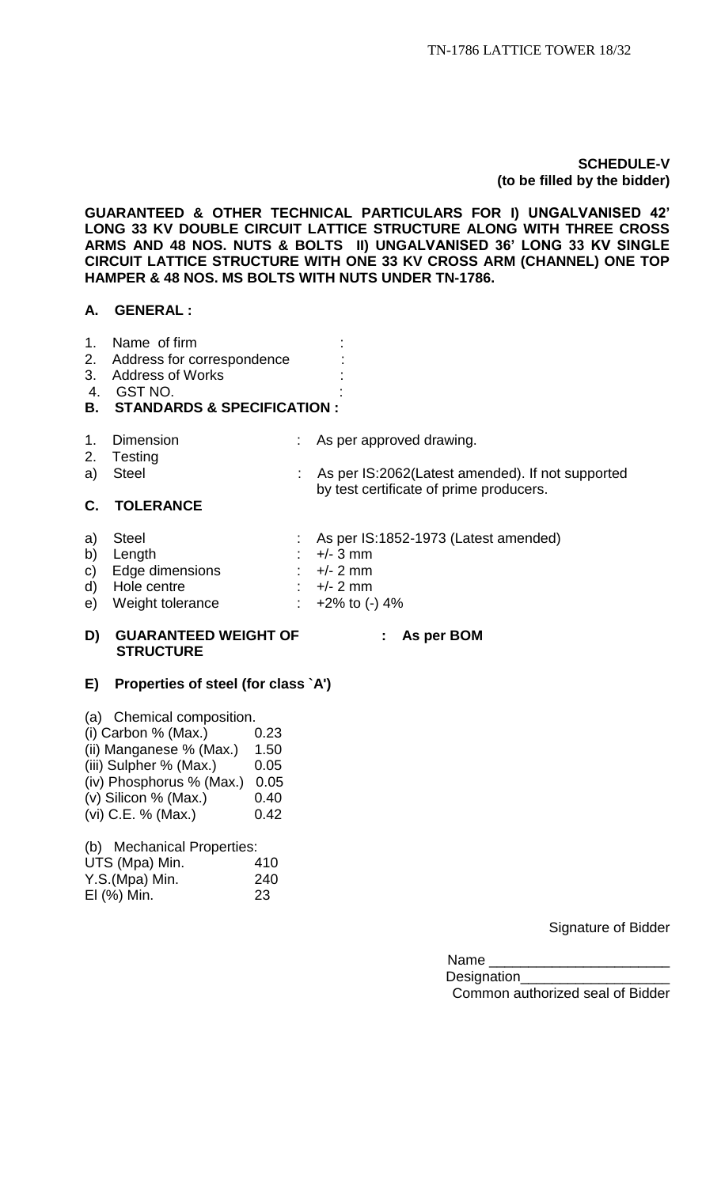**SCHEDULE-V**
**(to be filled by the bidder)**

**GUARANTEED & OTHER TECHNICAL PARTICULARS FOR I) UNGALVANISED 42' LONG 33 KV DOUBLE CIRCUIT LATTICE STRUCTURE ALONG WITH THREE CROSS ARMS AND 48 NOS. NUTS & BOLTS II) UNGALVANISED 36' LONG 33 KV SINGLE CIRCUIT LATTICE STRUCTURE WITH ONE 33 KV CROSS ARM (CHANNEL) ONE TOP HAMPER & 48 NOS. MS BOLTS WITH NUTS UNDER TN-1786.**

**A. GENERAL :**

1. Name of firm :
2. Address for correspondence :
3. Address of Works :
4. GST NO. :

**B. STANDARDS & SPECIFICATION :**

1. Dimension : As per approved drawing.
2. Testing
   a) Steel : As per IS:2062(Latest amended). If not supported by test certificate of prime producers.

**C. TOLERANCE**

a) Steel : As per IS:1852-1973 (Latest amended)
b) Length : +/- 3 mm
c) Edge dimensions : +/- 2 mm
d) Hole centre : +/- 2 mm
e) Weight tolerance : +2% to (-) 4%

**D) GUARANTEED WEIGHT OF STRUCTURE : As per BOM**

**E) Properties of steel (for class `A')**

(a) Chemical composition.

| | |
|---|---|
| (i) Carbon % (Max.) | 0.23 |
| (ii) Manganese % (Max.) | 1.50 |
| (iii) Sulpher % (Max.) | 0.05 |
| (iv) Phosphorus % (Max.) | 0.05 |
| (v) Silicon % (Max.) | 0.40 |
| (vi) C.E. % (Max.) | 0.42 |

(b) Mechanical Properties:

| | |
|---|---|
| UTS (Mpa) Min. | 410 |
| Y.S.(Mpa) Min. | 240 |
| El (%) Min. | 23 |

Signature of Bidder

Name _______________________

Designation___________________

Common authorized seal of Bidder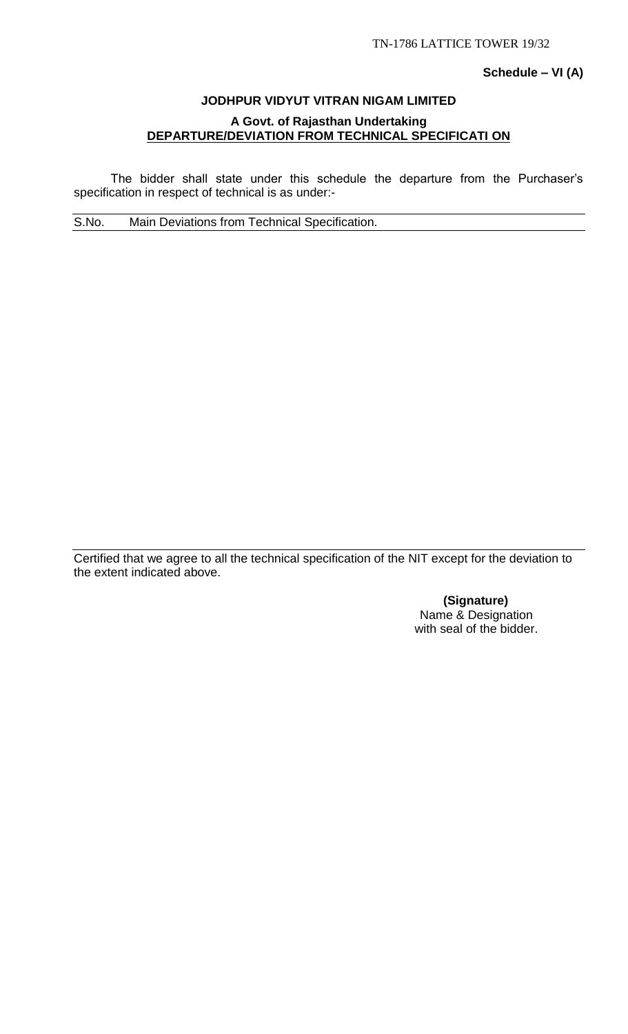**Schedule – VI (A)**

**JODHPUR VIDYUT VITRAN NIGAM LIMITED**

**A Govt. of Rajasthan Undertaking**

**DEPARTURE/DEVIATION FROM TECHNICAL SPECIFICATI ON**

The bidder shall state under this schedule the departure from the Purchaser's specification in respect of technical is as under:-

| S.No. | Main Deviations from Technical Specification. |
|---|---|
| | |

Certified that we agree to all the technical specification of the NIT except for the deviation to the extent indicated above.

**(Signature)**
Name & Designation
with seal of the bidder.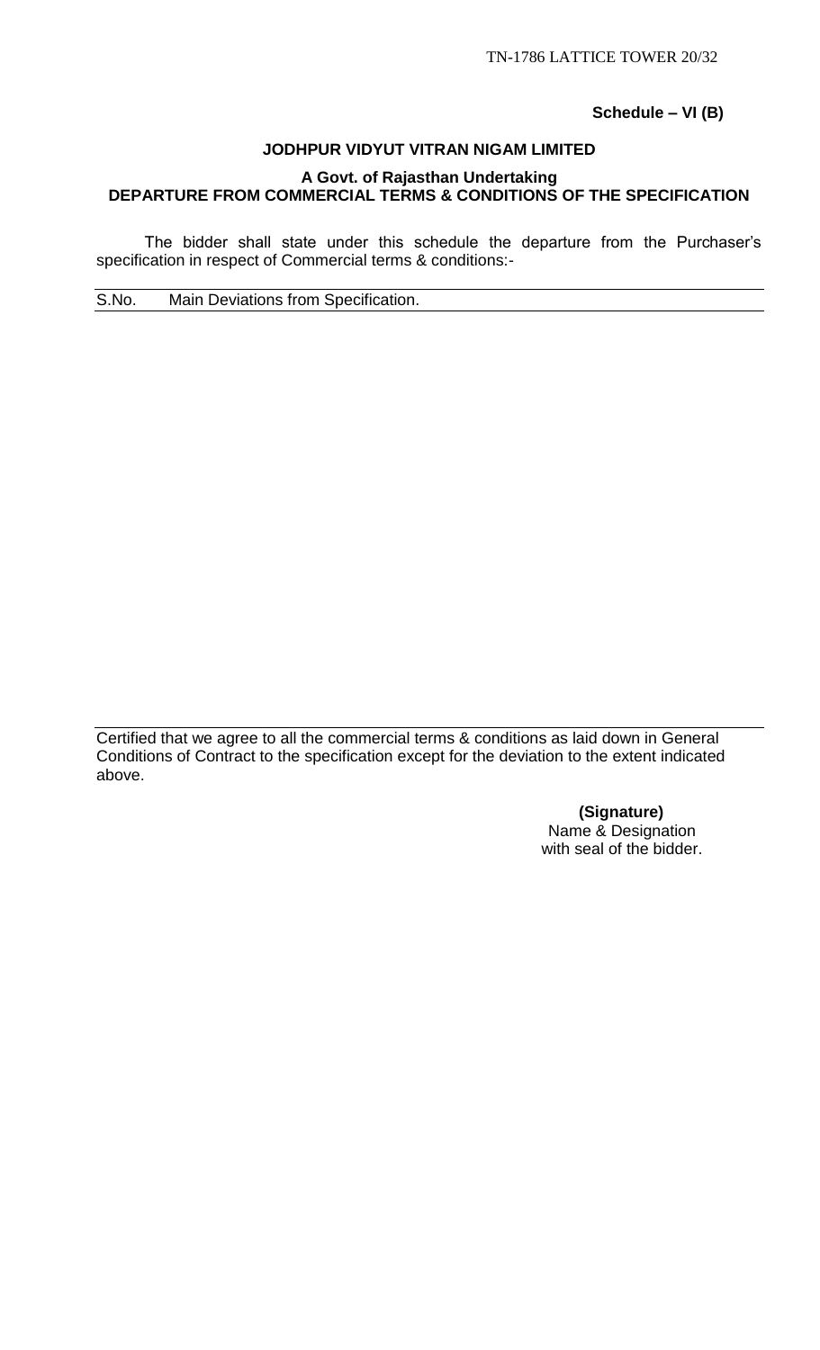**Schedule – VI (B)**

**JODHPUR VIDYUT VITRAN NIGAM LIMITED**

**A Govt. of Rajasthan Undertaking**

**DEPARTURE FROM COMMERCIAL TERMS & CONDITIONS OF THE SPECIFICATION**

The bidder shall state under this schedule the departure from the Purchaser's specification in respect of Commercial terms & conditions:-

| S.No. | Main Deviations from Specification. |
|---|---|
| | |

Certified that we agree to all the commercial terms & conditions as laid down in General Conditions of Contract to the specification except for the deviation to the extent indicated above.

**(Signature)**
Name & Designation
with seal of the bidder.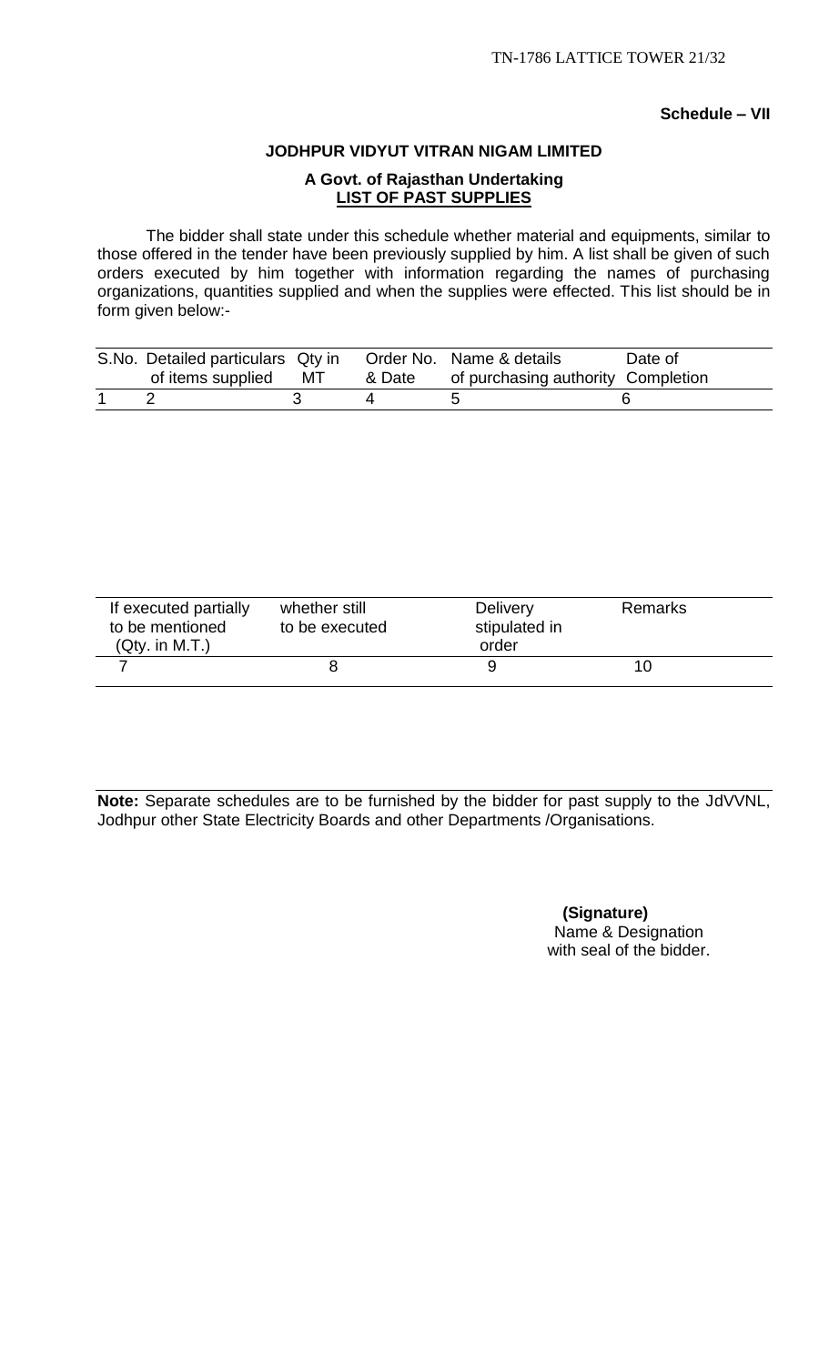**Schedule – VII**

**JODHPUR VIDYUT VITRAN NIGAM LIMITED**

**A Govt. of Rajasthan Undertaking**
**LIST OF PAST SUPPLIES**

The bidder shall state under this schedule whether material and equipments, similar to those offered in the tender have been previously supplied by him. A list shall be given of such orders executed by him together with information regarding the names of purchasing organizations, quantities supplied and when the supplies were effected. This list should be in form given below:-

| S.No. | Detailed particulars of items supplied | Qty in MT | Order No. & Date | Name & details of purchasing authority | Date of Completion |
|---|---|---|---|---|---|
| 1 | 2 | 3 | 4 | 5 | 6 |

| If executed partially to be mentioned (Qty. in M.T.) | whether still to be executed | Delivery stipulated in order | Remarks |
|---|---|---|---|
| 7 | 8 | 9 | 10 |

**Note:** Separate schedules are to be furnished by the bidder for past supply to the JdVVNL, Jodhpur other State Electricity Boards and other Departments /Organisations.

**(Signature)**
Name & Designation
with seal of the bidder.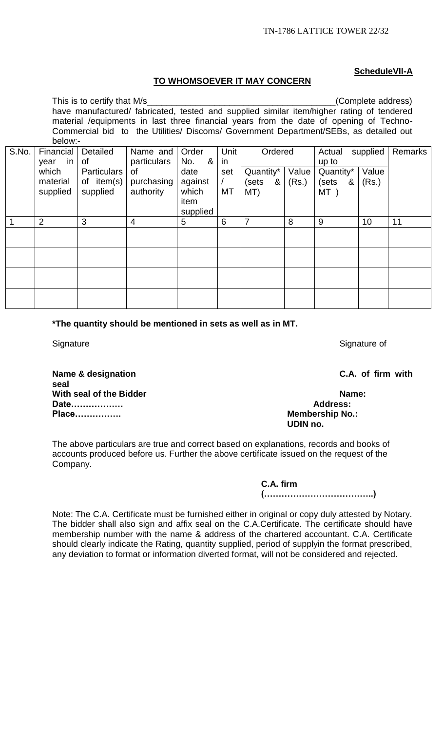**ScheduleVII-A**

**TO WHOMSOEVER IT MAY CONCERN**

This is to certify that M/s________________________________________(Complete address) have manufactured/ fabricated, tested and supplied similar item/higher rating of tendered material /equipments in last three financial years from the date of opening of Techno-Commercial bid to the Utilities/ Discoms/ Government Department/SEBs, as detailed out below:-

| S.No. | Financial year in which material supplied | Detailed of Particulars of item(s) supplied | Name and particulars of purchasing authority | Order No. & date against which item supplied | Unit in set / MT | Ordered | | Actual supplied up to | | Remarks |
|---|---|---|---|---|---|---|---|---|---|---|
| | | | | | | Quantity* (sets & MT) | Value (Rs.) | Quantity* (sets & MT ) | Value (Rs.) | |
| 1 | 2 | 3 | 4 | 5 | 6 | 7 | 8 | 9 | 10 | 11 |
| | | | | | | | | | | |
| | | | | | | | | | | |
| | | | | | | | | | | |
| | | | | | | | | | | |

**\*The quantity should be mentioned in sets as well as in MT.**

Signature

**Name & designation**
**With seal of the Bidder**
**Date………………**
**Place…………….**

Signature of

**C.A. of firm with seal**
**Name:**
**Address:**
**Membership No.:**
**UDIN no.**

The above particulars are true and correct based on explanations, records and books of accounts produced before us. Further the above certificate issued on the request of the Company.

**C.A. firm**
**(………………………………..)**

Note: The C.A. Certificate must be furnished either in original or copy duly attested by Notary. The bidder shall also sign and affix seal on the C.A.Certificate. The certificate should have membership number with the name & address of the chartered accountant. C.A. Certificate should clearly indicate the Rating, quantity supplied, period of supplyin the format prescribed, any deviation to format or information diverted format, will not be considered and rejected.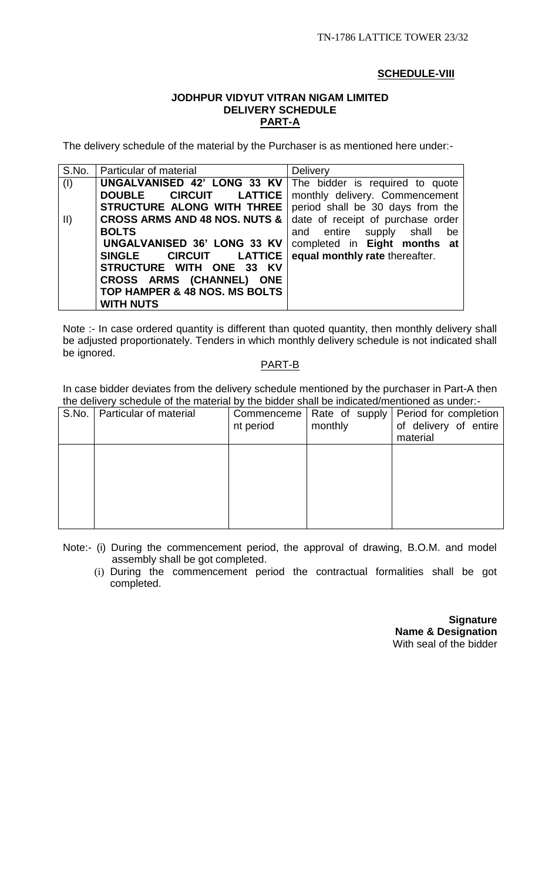**SCHEDULE-VIII**

**JODHPUR VIDYUT VITRAN NIGAM LIMITED**
**DELIVERY SCHEDULE**
**PART-A**

The delivery schedule of the material by the Purchaser is as mentioned here under:-

| S.No. | Particular of material | Delivery |
|---|---|---|
| (I) | **UNGALVANISED 42' LONG 33 KV DOUBLE CIRCUIT LATTICE STRUCTURE ALONG WITH THREE CROSS ARMS AND 48 NOS. NUTS & BOLTS** | The bidder is required to quote monthly delivery. Commencement period shall be 30 days from the date of receipt of purchase order and entire supply shall be completed in **Eight months at equal monthly rate** thereafter. |
| II) | **UNGALVANISED 36' LONG 33 KV SINGLE CIRCUIT LATTICE STRUCTURE WITH ONE 33 KV CROSS ARMS (CHANNEL) ONE TOP HAMPER & 48 NOS. MS BOLTS WITH NUTS** | |

Note :- In case ordered quantity is different than quoted quantity, then monthly delivery shall be adjusted proportionately. Tenders in which monthly delivery schedule is not indicated shall be ignored.

PART-B

In case bidder deviates from the delivery schedule mentioned by the purchaser in Part-A then the delivery schedule of the material by the bidder shall be indicated/mentioned as under:-

| S.No. | Particular of material | Commencement period | Rate of supply monthly | Period for completion of delivery of entire material |
|---|---|---|---|---|
| | | | | |

Note:- (i) During the commencement period, the approval of drawing, B.O.M. and model assembly shall be got completed.

(i) During the commencement period the contractual formalities shall be got completed.

**Signature**
**Name & Designation**
With seal of the bidder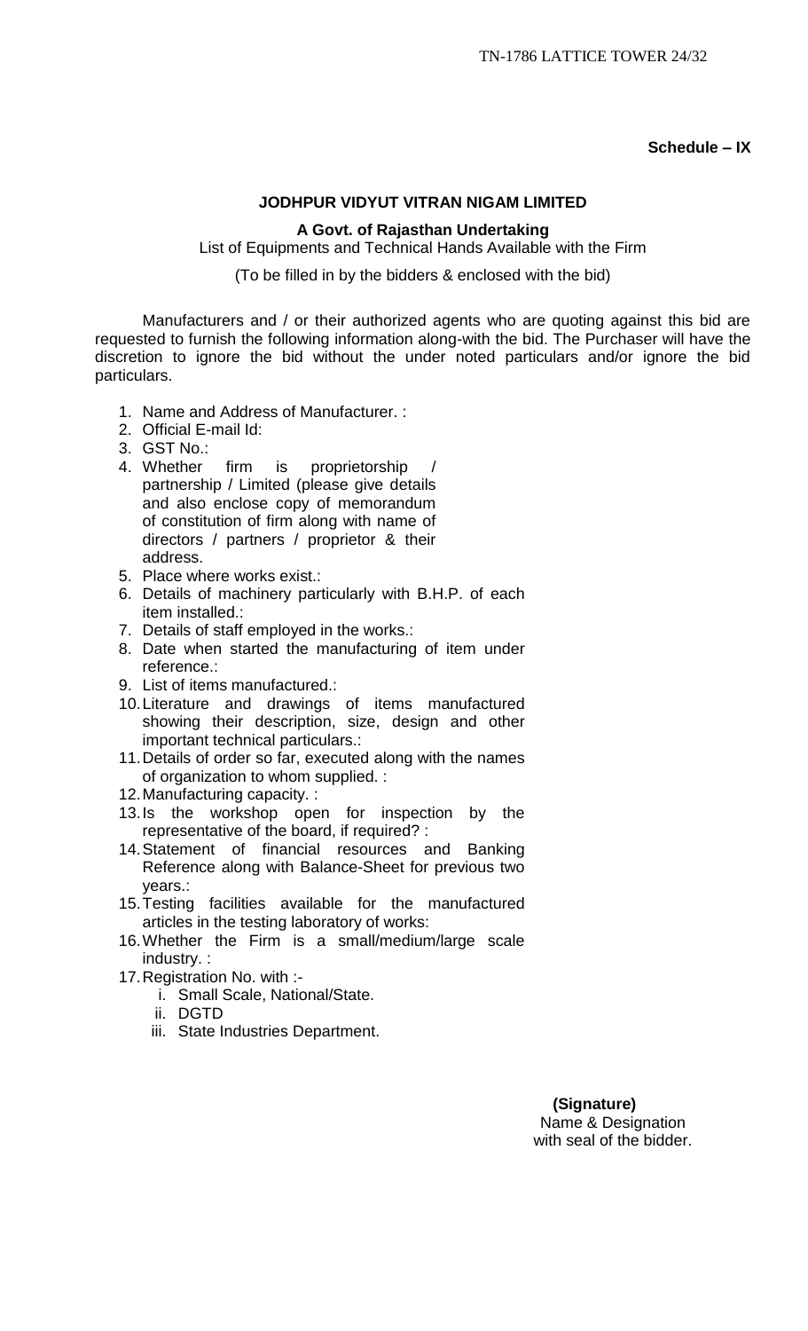**Schedule – IX**

**JODHPUR VIDYUT VITRAN NIGAM LIMITED**

**A Govt. of Rajasthan Undertaking**

List of Equipments and Technical Hands Available with the Firm

(To be filled in by the bidders & enclosed with the bid)

Manufacturers and / or their authorized agents who are quoting against this bid are requested to furnish the following information along-with the bid. The Purchaser will have the discretion to ignore the bid without the under noted particulars and/or ignore the bid particulars.

1. Name and Address of Manufacturer. :
2. Official E-mail Id:
3. GST No.:
4. Whether firm is proprietorship / partnership / Limited (please give details and also enclose copy of memorandum of constitution of firm along with name of directors / partners / proprietor & their address.
5. Place where works exist.:
6. Details of machinery particularly with B.H.P. of each item installed.:
7. Details of staff employed in the works.:
8. Date when started the manufacturing of item under reference.:
9. List of items manufactured.:
10. Literature and drawings of items manufactured showing their description, size, design and other important technical particulars.:
11. Details of order so far, executed along with the names of organization to whom supplied. :
12. Manufacturing capacity. :
13. Is the workshop open for inspection by the representative of the board, if required? :
14. Statement of financial resources and Banking Reference along with Balance-Sheet for previous two years.:
15. Testing facilities available for the manufactured articles in the testing laboratory of works:
16. Whether the Firm is a small/medium/large scale industry. :
17. Registration No. with :-
    i. Small Scale, National/State.
    ii. DGTD
    iii. State Industries Department.

**(Signature)**
Name & Designation
with seal of the bidder.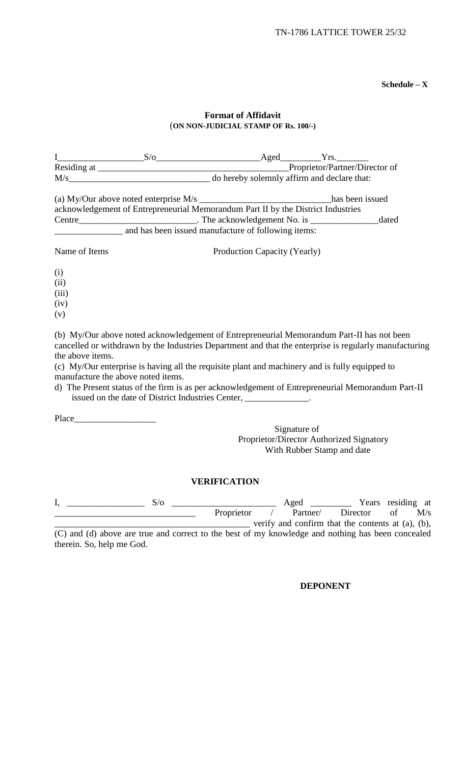**Schedule – X**

**Format of Affidavit**
**(ON NON-JUDICIAL STAMP OF Rs. 100/-)**

I__________________S/o______________________Aged_________Yrs._______
Residing at _________________________________________Proprietor/Partner/Director of
M/s_______________________________ do hereby solemnly affirm and declare that:

(a) My/Our above noted enterprise M/s _____________________________has been issued acknowledgement of Entrepreneurial Memorandum Part II by the District Industries Centre_________________________. The acknowledgement No. is _______________dated _______________ and has been issued manufacture of following items:

| Name of Items | Production Capacity (Yearly) |
|---|---|
| (i) | |
| (ii) | |
| (iii) | |
| (iv) | |
| (v) | |

(b) My/Our above noted acknowledgement of Entrepreneurial Memorandum Part-II has not been cancelled or withdrawn by the Industries Department and that the enterprise is regularly manufacturing the above items.

(c) My/Our enterprise is having all the requisite plant and machinery and is fully equipped to manufacture the above noted items.

d) The Present status of the firm is as per acknowledgement of Entrepreneurial Memorandum Part-II issued on the date of District Industries Center, ______________.

Place__________________

Signature of
Proprietor/Director Authorized Signatory
With Rubber Stamp and date

**VERIFICATION**

I, _________________ S/o _______________________ Aged _________ Years residing at ______________________________ Proprietor / Partner/ Director of M/s ___________________________________________ verify and confirm that the contents at (a), (b), (C) and (d) above are true and correct to the best of my knowledge and nothing has been concealed therein. So, help me God.

**DEPONENT**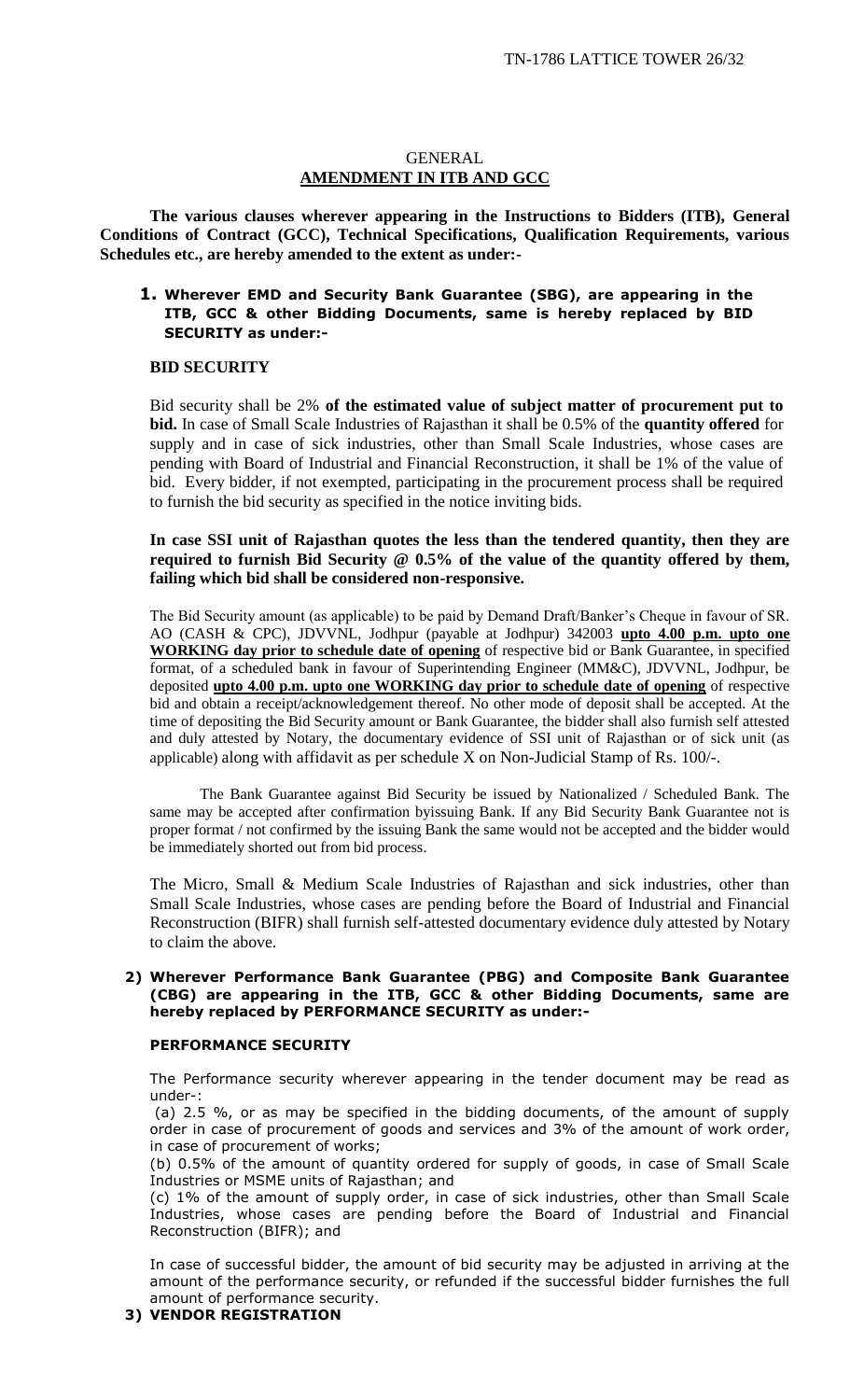# GENERAL

## AMENDMENT IN ITB AND GCC

**The various clauses wherever appearing in the Instructions to Bidders (ITB), General Conditions of Contract (GCC), Technical Specifications, Qualification Requirements, various Schedules etc., are hereby amended to the extent as under:-**

### 1. Wherever EMD and Security Bank Guarantee (SBG), are appearing in the ITB, GCC & other Bidding Documents, same is hereby replaced by BID SECURITY as under:-

**BID SECURITY**

Bid security shall be 2% **of the estimated value of subject matter of procurement put to bid.** In case of Small Scale Industries of Rajasthan it shall be 0.5% of the **quantity offered** for supply and in case of sick industries, other than Small Scale Industries, whose cases are pending with Board of Industrial and Financial Reconstruction, it shall be 1% of the value of bid. Every bidder, if not exempted, participating in the procurement process shall be required to furnish the bid security as specified in the notice inviting bids.

**In case SSI unit of Rajasthan quotes the less than the tendered quantity, then they are required to furnish Bid Security @ 0.5% of the value of the quantity offered by them, failing which bid shall be considered non-responsive.**

The Bid Security amount (as applicable) to be paid by Demand Draft/Banker's Cheque in favour of SR. AO (CASH & CPC), JDVVNL, Jodhpur (payable at Jodhpur) 342003 **upto 4.00 p.m. upto one WORKING day prior to schedule date of opening** of respective bid or Bank Guarantee, in specified format, of a scheduled bank in favour of Superintending Engineer (MM&C), JDVVNL, Jodhpur, be deposited **upto 4.00 p.m. upto one WORKING day prior to schedule date of opening** of respective bid and obtain a receipt/acknowledgement thereof. No other mode of deposit shall be accepted. At the time of depositing the Bid Security amount or Bank Guarantee, the bidder shall also furnish self attested and duly attested by Notary, the documentary evidence of SSI unit of Rajasthan or of sick unit (as applicable) along with affidavit as per schedule X on Non-Judicial Stamp of Rs. 100/-.

The Bank Guarantee against Bid Security be issued by Nationalized / Scheduled Bank. The same may be accepted after confirmation byissuing Bank. If any Bid Security Bank Guarantee not is proper format / not confirmed by the issuing Bank the same would not be accepted and the bidder would be immediately shorted out from bid process.

The Micro, Small & Medium Scale Industries of Rajasthan and sick industries, other than Small Scale Industries, whose cases are pending before the Board of Industrial and Financial Reconstruction (BIFR) shall furnish self-attested documentary evidence duly attested by Notary to claim the above.

### 2) Wherever Performance Bank Guarantee (PBG) and Composite Bank Guarantee (CBG) are appearing in the ITB, GCC & other Bidding Documents, same are hereby replaced by PERFORMANCE SECURITY as under:-

**PERFORMANCE SECURITY**

The Performance security wherever appearing in the tender document may be read as under-:

(a) 2.5 %, or as may be specified in the bidding documents, of the amount of supply order in case of procurement of goods and services and 3% of the amount of work order, in case of procurement of works;

(b) 0.5% of the amount of quantity ordered for supply of goods, in case of Small Scale Industries or MSME units of Rajasthan; and

(c) 1% of the amount of supply order, in case of sick industries, other than Small Scale Industries, whose cases are pending before the Board of Industrial and Financial Reconstruction (BIFR); and

In case of successful bidder, the amount of bid security may be adjusted in arriving at the amount of the performance security, or refunded if the successful bidder furnishes the full amount of performance security.

### 3) VENDOR REGISTRATION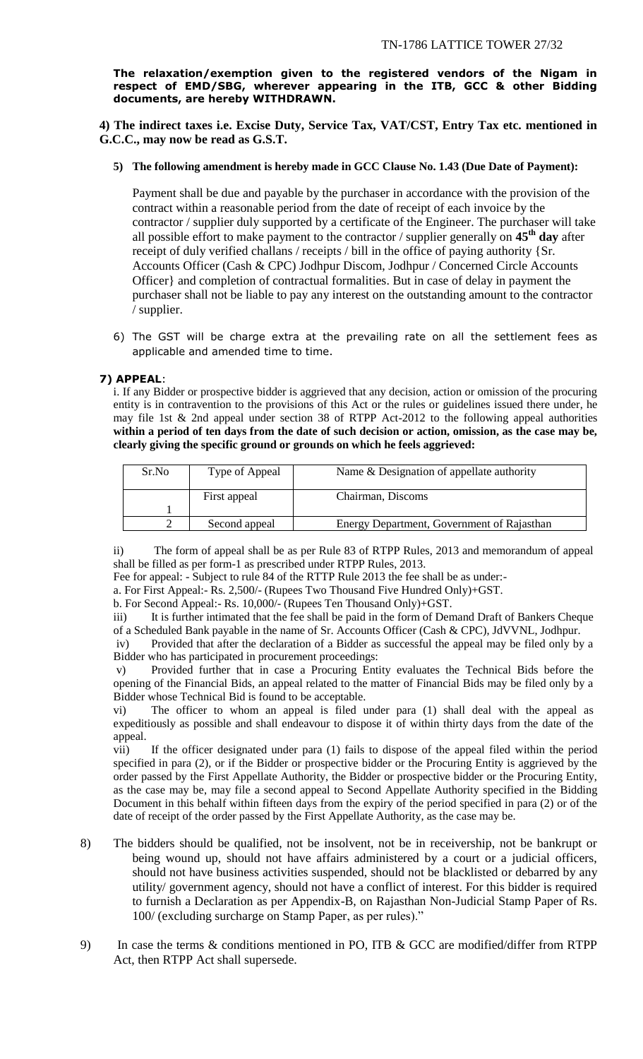**The relaxation/exemption given to the registered vendors of the Nigam in respect of EMD/SBG, wherever appearing in the ITB, GCC & other Bidding documents, are hereby WITHDRAWN.**

**4) The indirect taxes i.e. Excise Duty, Service Tax, VAT/CST, Entry Tax etc. mentioned in G.C.C., may now be read as G.S.T.**

**5) The following amendment is hereby made in GCC Clause No. 1.43 (Due Date of Payment):**

Payment shall be due and payable by the purchaser in accordance with the provision of the contract within a reasonable period from the date of receipt of each invoice by the contractor / supplier duly supported by a certificate of the Engineer. The purchaser will take all possible effort to make payment to the contractor / supplier generally on **45th day** after receipt of duly verified challans / receipts / bill in the office of paying authority {Sr. Accounts Officer (Cash & CPC) Jodhpur Discom, Jodhpur / Concerned Circle Accounts Officer} and completion of contractual formalities. But in case of delay in payment the purchaser shall not be liable to pay any interest on the outstanding amount to the contractor / supplier.

6) The GST will be charge extra at the prevailing rate on all the settlement fees as applicable and amended time to time.

**7) APPEAL**:

i. If any Bidder or prospective bidder is aggrieved that any decision, action or omission of the procuring entity is in contravention to the provisions of this Act or the rules or guidelines issued there under, he may file 1st & 2nd appeal under section 38 of RTPP Act-2012 to the following appeal authorities **within a period of ten days from the date of such decision or action, omission, as the case may be, clearly giving the specific ground or grounds on which he feels aggrieved:**

| Sr.No | Type of Appeal | Name & Designation of appellate authority |
|---|---|---|
| 1 | First appeal | Chairman, Discoms |
| 2 | Second appeal | Energy Department, Government of Rajasthan |

ii) The form of appeal shall be as per Rule 83 of RTPP Rules, 2013 and memorandum of appeal shall be filled as per form-1 as prescribed under RTPP Rules, 2013.

Fee for appeal: - Subject to rule 84 of the RTTP Rule 2013 the fee shall be as under:-

a. For First Appeal:- Rs. 2,500/- (Rupees Two Thousand Five Hundred Only)+GST.

b. For Second Appeal:- Rs. 10,000/- (Rupees Ten Thousand Only)+GST.

iii) It is further intimated that the fee shall be paid in the form of Demand Draft of Bankers Cheque of a Scheduled Bank payable in the name of Sr. Accounts Officer (Cash & CPC), JdVVNL, Jodhpur.

iv) Provided that after the declaration of a Bidder as successful the appeal may be filed only by a Bidder who has participated in procurement proceedings:

v) Provided further that in case a Procuring Entity evaluates the Technical Bids before the opening of the Financial Bids, an appeal related to the matter of Financial Bids may be filed only by a Bidder whose Technical Bid is found to be acceptable.

vi) The officer to whom an appeal is filed under para (1) shall deal with the appeal as expeditiously as possible and shall endeavour to dispose it of within thirty days from the date of the appeal.

vii) If the officer designated under para (1) fails to dispose of the appeal filed within the period specified in para (2), or if the Bidder or prospective bidder or the Procuring Entity is aggrieved by the order passed by the First Appellate Authority, the Bidder or prospective bidder or the Procuring Entity, as the case may be, may file a second appeal to Second Appellate Authority specified in the Bidding Document in this behalf within fifteen days from the expiry of the period specified in para (2) or of the date of receipt of the order passed by the First Appellate Authority, as the case may be.

8) The bidders should be qualified, not be insolvent, not be in receivership, not be bankrupt or being wound up, should not have affairs administered by a court or a judicial officers, should not have business activities suspended, should not be blacklisted or debarred by any utility/ government agency, should not have a conflict of interest. For this bidder is required to furnish a Declaration as per Appendix-B, on Rajasthan Non-Judicial Stamp Paper of Rs. 100/ (excluding surcharge on Stamp Paper, as per rules)."

9) In case the terms & conditions mentioned in PO, ITB & GCC are modified/differ from RTPP Act, then RTPP Act shall supersede.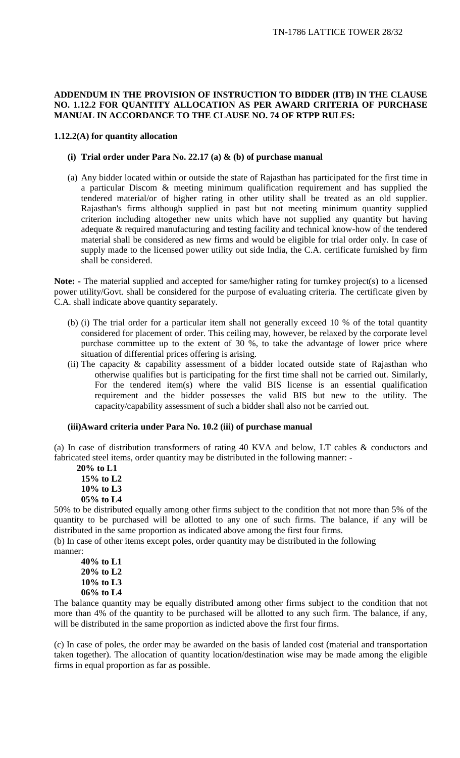**ADDENDUM IN THE PROVISION OF INSTRUCTION TO BIDDER (ITB) IN THE CLAUSE NO. 1.12.2 FOR QUANTITY ALLOCATION AS PER AWARD CRITERIA OF PURCHASE MANUAL IN ACCORDANCE TO THE CLAUSE NO. 74 OF RTPP RULES:**

**1.12.2(A) for quantity allocation**

**(i) Trial order under Para No. 22.17 (a) & (b) of purchase manual**

(a) Any bidder located within or outside the state of Rajasthan has participated for the first time in a particular Discom & meeting minimum qualification requirement and has supplied the tendered material/or of higher rating in other utility shall be treated as an old supplier. Rajasthan's firms although supplied in past but not meeting minimum quantity supplied criterion including altogether new units which have not supplied any quantity but having adequate & required manufacturing and testing facility and technical know-how of the tendered material shall be considered as new firms and would be eligible for trial order only. In case of supply made to the licensed power utility out side India, the C.A. certificate furnished by firm shall be considered.

**Note: -** The material supplied and accepted for same/higher rating for turnkey project(s) to a licensed power utility/Govt. shall be considered for the purpose of evaluating criteria. The certificate given by C.A. shall indicate above quantity separately.

(b) (i) The trial order for a particular item shall not generally exceed 10 % of the total quantity considered for placement of order. This ceiling may, however, be relaxed by the corporate level purchase committee up to the extent of 30 %, to take the advantage of lower price where situation of differential prices offering is arising.

(ii) The capacity & capability assessment of a bidder located outside state of Rajasthan who otherwise qualifies but is participating for the first time shall not be carried out. Similarly, For the tendered item(s) where the valid BIS license is an essential qualification requirement and the bidder possesses the valid BIS but new to the utility. The capacity/capability assessment of such a bidder shall also not be carried out.

**(iii)Award criteria under Para No. 10.2 (iii) of purchase manual**

(a) In case of distribution transformers of rating 40 KVA and below, LT cables & conductors and fabricated steel items, order quantity may be distributed in the following manner: -

**20% to L1**
**15% to L2**
**10% to L3**
**05% to L4**

50% to be distributed equally among other firms subject to the condition that not more than 5% of the quantity to be purchased will be allotted to any one of such firms. The balance, if any will be distributed in the same proportion as indicated above among the first four firms.

(b) In case of other items except poles, order quantity may be distributed in the following manner:

**40% to L1**
**20% to L2**
**10% to L3**
**06% to L4**

The balance quantity may be equally distributed among other firms subject to the condition that not more than 4% of the quantity to be purchased will be allotted to any such firm. The balance, if any, will be distributed in the same proportion as indicted above the first four firms.

(c) In case of poles, the order may be awarded on the basis of landed cost (material and transportation taken together). The allocation of quantity location/destination wise may be made among the eligible firms in equal proportion as far as possible.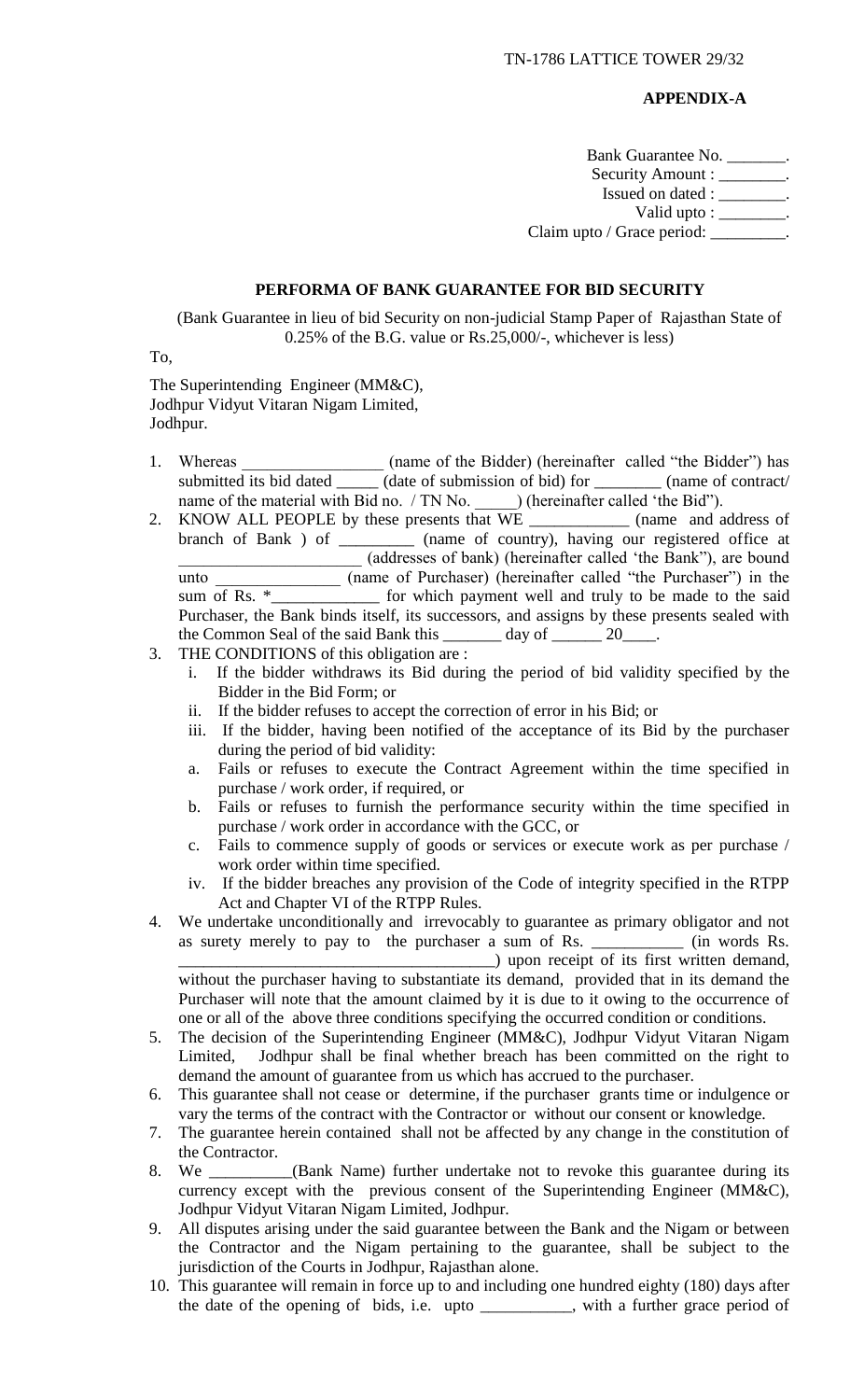**APPENDIX-A**

Bank Guarantee No. _______.
Security Amount : ________.
Issued on dated : ________.
Valid upto : ________.
Claim upto / Grace period: _________.

**PERFORMA OF BANK GUARANTEE FOR BID SECURITY**

(Bank Guarantee in lieu of bid Security on non-judicial Stamp Paper of Rajasthan State of 0.25% of the B.G. value or Rs.25,000/-, whichever is less)

To,

The Superintending Engineer (MM&C),
Jodhpur Vidyut Vitaran Nigam Limited,
Jodhpur.

1. Whereas _________________ (name of the Bidder) (hereinafter called "the Bidder") has submitted its bid dated _____ (date of submission of bid) for ________ (name of contract/ name of the material with Bid no. / TN No. _____) (hereinafter called 'the Bid").
2. KNOW ALL PEOPLE by these presents that WE ____________ (name and address of branch of Bank ) of _________ (name of country), having our registered office at _____________________ (addresses of bank) (hereinafter called 'the Bank"), are bound unto _______________ (name of Purchaser) (hereinafter called "the Purchaser") in the sum of Rs. *_____________ for which payment well and truly to be made to the said Purchaser, the Bank binds itself, its successors, and assigns by these presents sealed with the Common Seal of the said Bank this _______ day of ______ 20____.
3. THE CONDITIONS of this obligation are :
   i. If the bidder withdraws its Bid during the period of bid validity specified by the Bidder in the Bid Form; or
   ii. If the bidder refuses to accept the correction of error in his Bid; or
   iii. If the bidder, having been notified of the acceptance of its Bid by the purchaser during the period of bid validity:
   a. Fails or refuses to execute the Contract Agreement within the time specified in purchase / work order, if required, or
   b. Fails or refuses to furnish the performance security within the time specified in purchase / work order in accordance with the GCC, or
   c. Fails to commence supply of goods or services or execute work as per purchase / work order within time specified.
   iv. If the bidder breaches any provision of the Code of integrity specified in the RTPP Act and Chapter VI of the RTPP Rules.
4. We undertake unconditionally and irrevocably to guarantee as primary obligator and not as surety merely to pay to the purchaser a sum of Rs. ___________ (in words Rs. ______________________________________) upon receipt of its first written demand, without the purchaser having to substantiate its demand, provided that in its demand the Purchaser will note that the amount claimed by it is due to it owing to the occurrence of one or all of the above three conditions specifying the occurred condition or conditions.
5. The decision of the Superintending Engineer (MM&C), Jodhpur Vidyut Vitaran Nigam Limited, Jodhpur shall be final whether breach has been committed on the right to demand the amount of guarantee from us which has accrued to the purchaser.
6. This guarantee shall not cease or determine, if the purchaser grants time or indulgence or vary the terms of the contract with the Contractor or without our consent or knowledge.
7. The guarantee herein contained shall not be affected by any change in the constitution of the Contractor.
8. We __________(Bank Name) further undertake not to revoke this guarantee during its currency except with the previous consent of the Superintending Engineer (MM&C), Jodhpur Vidyut Vitaran Nigam Limited, Jodhpur.
9. All disputes arising under the said guarantee between the Bank and the Nigam or between the Contractor and the Nigam pertaining to the guarantee, shall be subject to the jurisdiction of the Courts in Jodhpur, Rajasthan alone.
10. This guarantee will remain in force up to and including one hundred eighty (180) days after the date of the opening of bids, i.e. upto ___________, with a further grace period of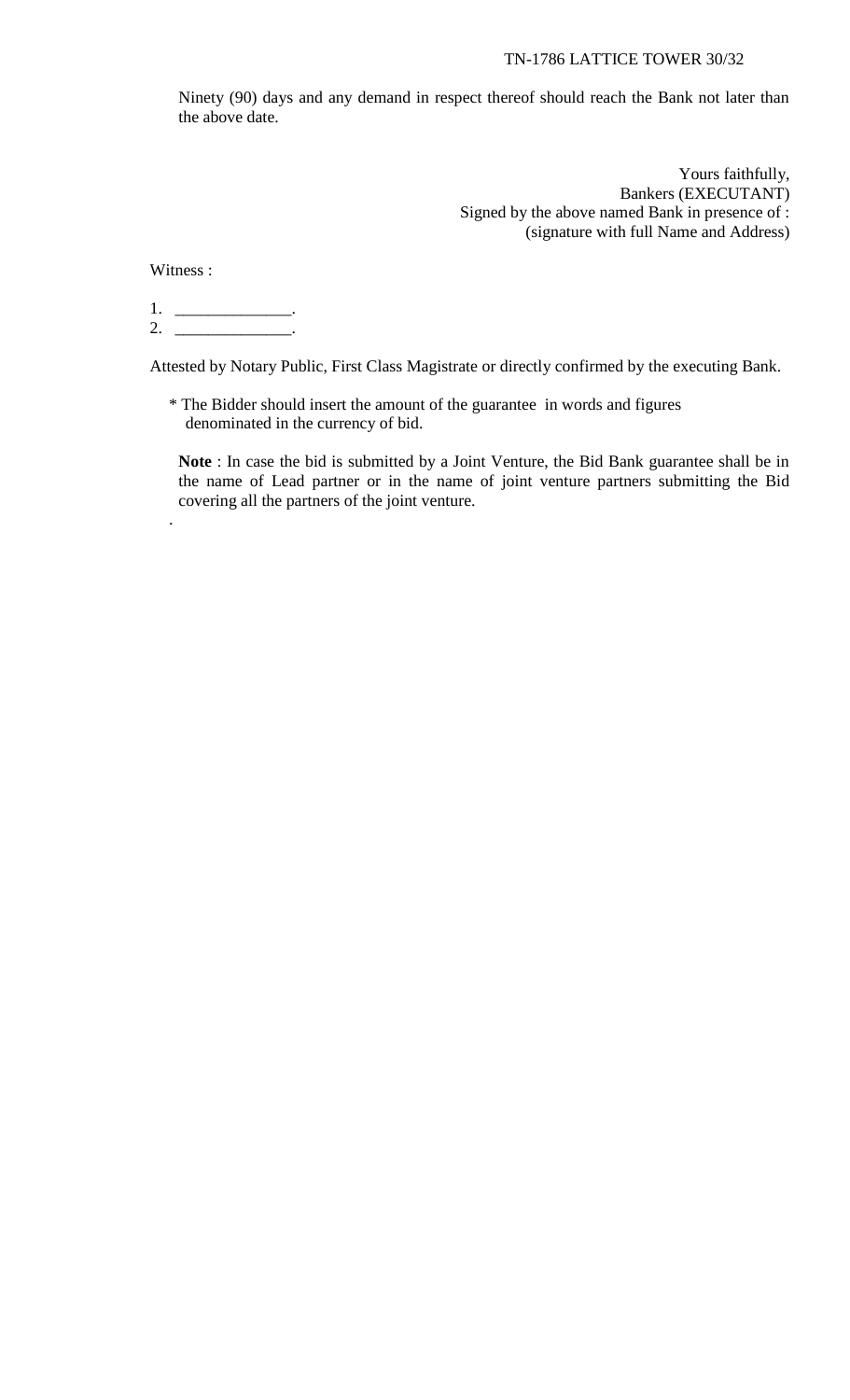Ninety (90) days and any demand in respect thereof should reach the Bank not later than the above date.

Yours faithfully,
Bankers (EXECUTANT)
Signed by the above named Bank in presence of :
(signature with full Name and Address)

Witness :

1. ______________.
2. ______________.

Attested by Notary Public, First Class Magistrate or directly confirmed by the executing Bank.

* The Bidder should insert the amount of the guarantee in words and figures denominated in the currency of bid.

**Note** : In case the bid is submitted by a Joint Venture, the Bid Bank guarantee shall be in the name of Lead partner or in the name of joint venture partners submitting the Bid covering all the partners of the joint venture.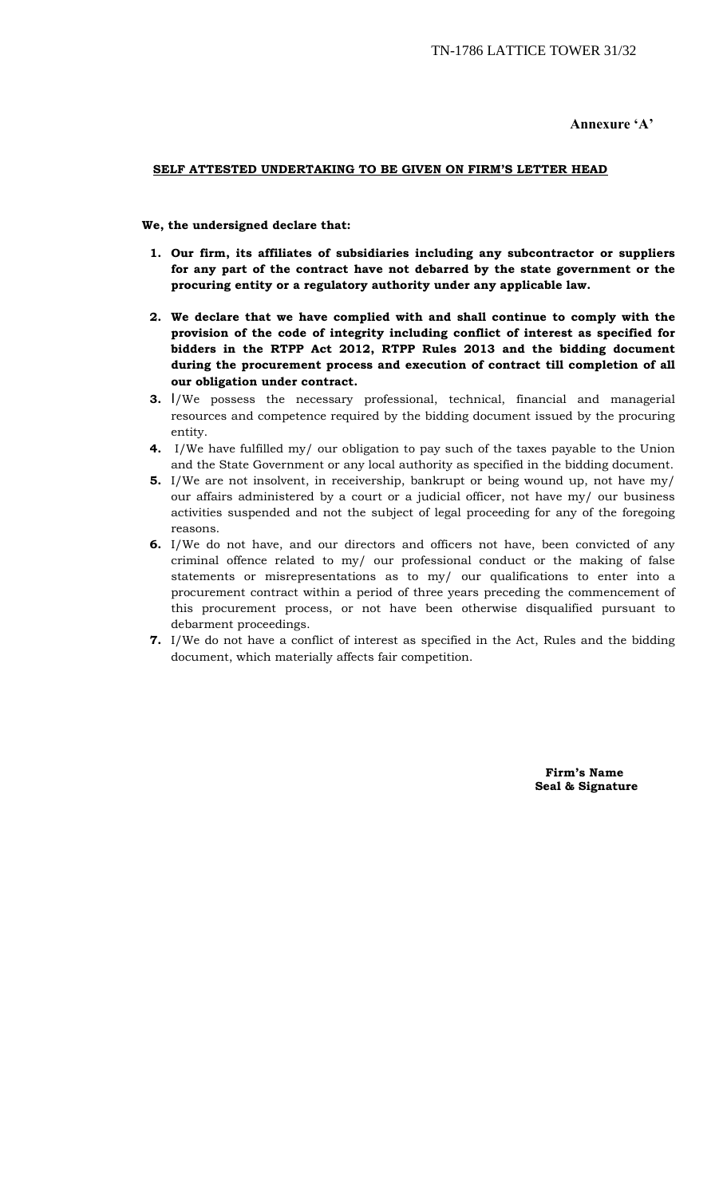**Annexure 'A'**

**SELF ATTESTED UNDERTAKING TO BE GIVEN ON FIRM'S LETTER HEAD**

**We, the undersigned declare that:**

1. **Our firm, its affiliates of subsidiaries including any subcontractor or suppliers for any part of the contract have not debarred by the state government or the procuring entity or a regulatory authority under any applicable law.**
2. **We declare that we have complied with and shall continue to comply with the provision of the code of integrity including conflict of interest as specified for bidders in the RTPP Act 2012, RTPP Rules 2013 and the bidding document during the procurement process and execution of contract till completion of all our obligation under contract.**
3. I/We possess the necessary professional, technical, financial and managerial resources and competence required by the bidding document issued by the procuring entity.
4. I/We have fulfilled my/ our obligation to pay such of the taxes payable to the Union and the State Government or any local authority as specified in the bidding document.
5. I/We are not insolvent, in receivership, bankrupt or being wound up, not have my/ our affairs administered by a court or a judicial officer, not have my/ our business activities suspended and not the subject of legal proceeding for any of the foregoing reasons.
6. I/We do not have, and our directors and officers not have, been convicted of any criminal offence related to my/ our professional conduct or the making of false statements or misrepresentations as to my/ our qualifications to enter into a procurement contract within a period of three years preceding the commencement of this procurement process, or not have been otherwise disqualified pursuant to debarment proceedings.
7. I/We do not have a conflict of interest as specified in the Act, Rules and the bidding document, which materially affects fair competition.

**Firm's Name**
**Seal & Signature**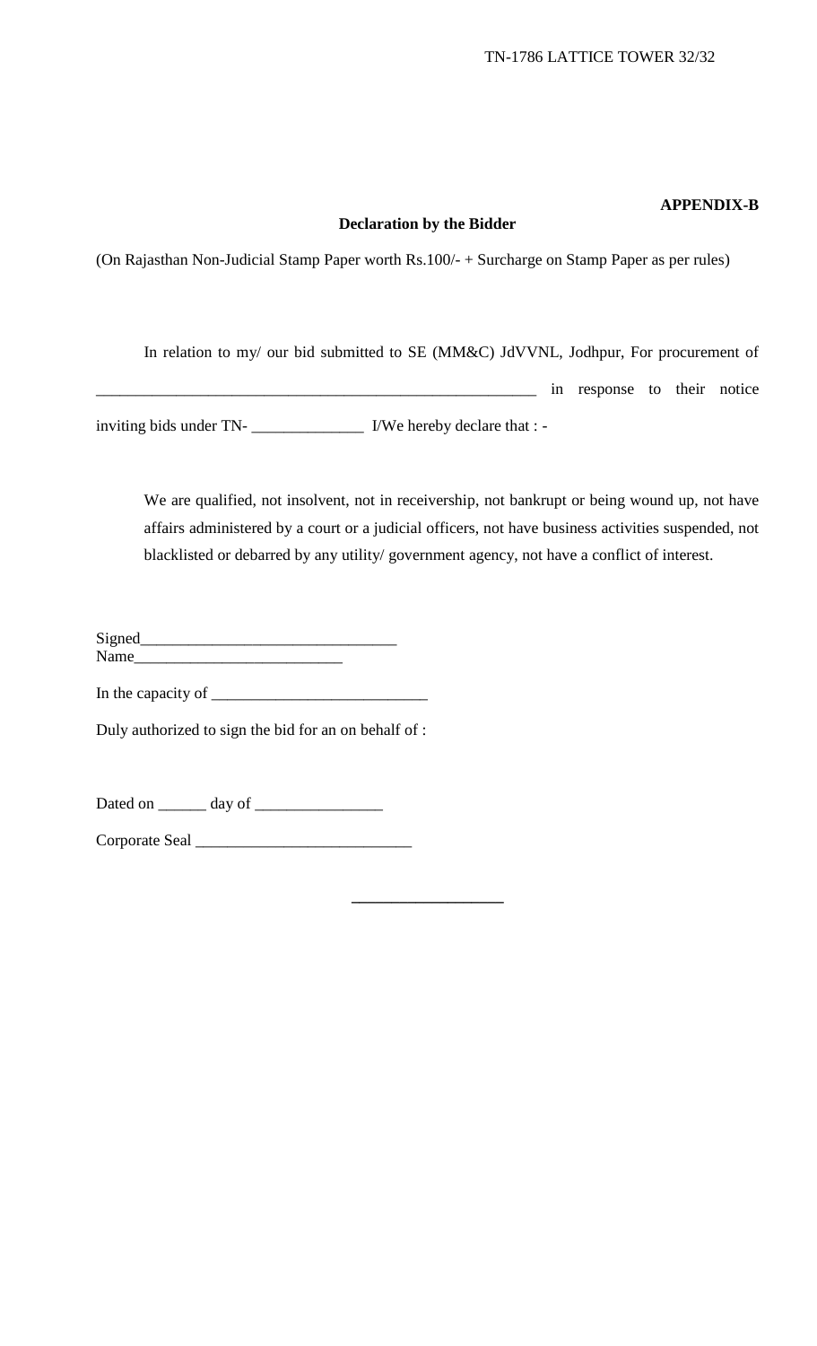**APPENDIX-B**

**Declaration by the Bidder**

(On Rajasthan Non-Judicial Stamp Paper worth Rs.100/- + Surcharge on Stamp Paper as per rules)

In relation to my/ our bid submitted to SE (MM&C) JdVVNL, Jodhpur, For procurement of _________________________________________________________ in response to their notice inviting bids under TN- ______________ I/We hereby declare that : -

We are qualified, not insolvent, not in receivership, not bankrupt or being wound up, not have affairs administered by a court or a judicial officers, not have business activities suspended, not blacklisted or debarred by any utility/ government agency, not have a conflict of interest.

Signed________________________________
Name__________________________

In the capacity of ___________________________

Duly authorized to sign the bid for an on behalf of :

Dated on ______ day of ________________

Corporate Seal ___________________________